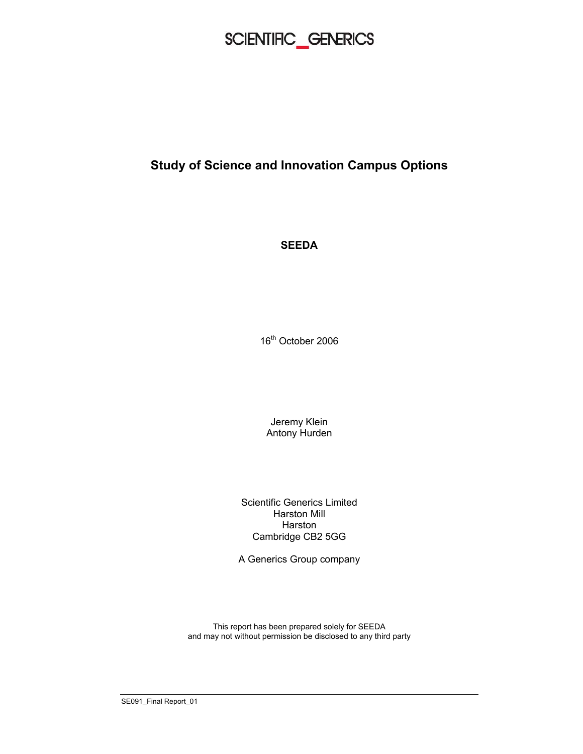SCIENTIFIC_GENERICS

# Study of Science and Innovation Campus Options

**SEEDA**

16th October 2006

Jeremy Klein
Antony Hurden

Scientific Generics Limited
Harston Mill
Harston
Cambridge CB2 5GG

A Generics Group company

This report has been prepared solely for SEEDA
and may not without permission be disclosed to any third party

SE091_Final Report_01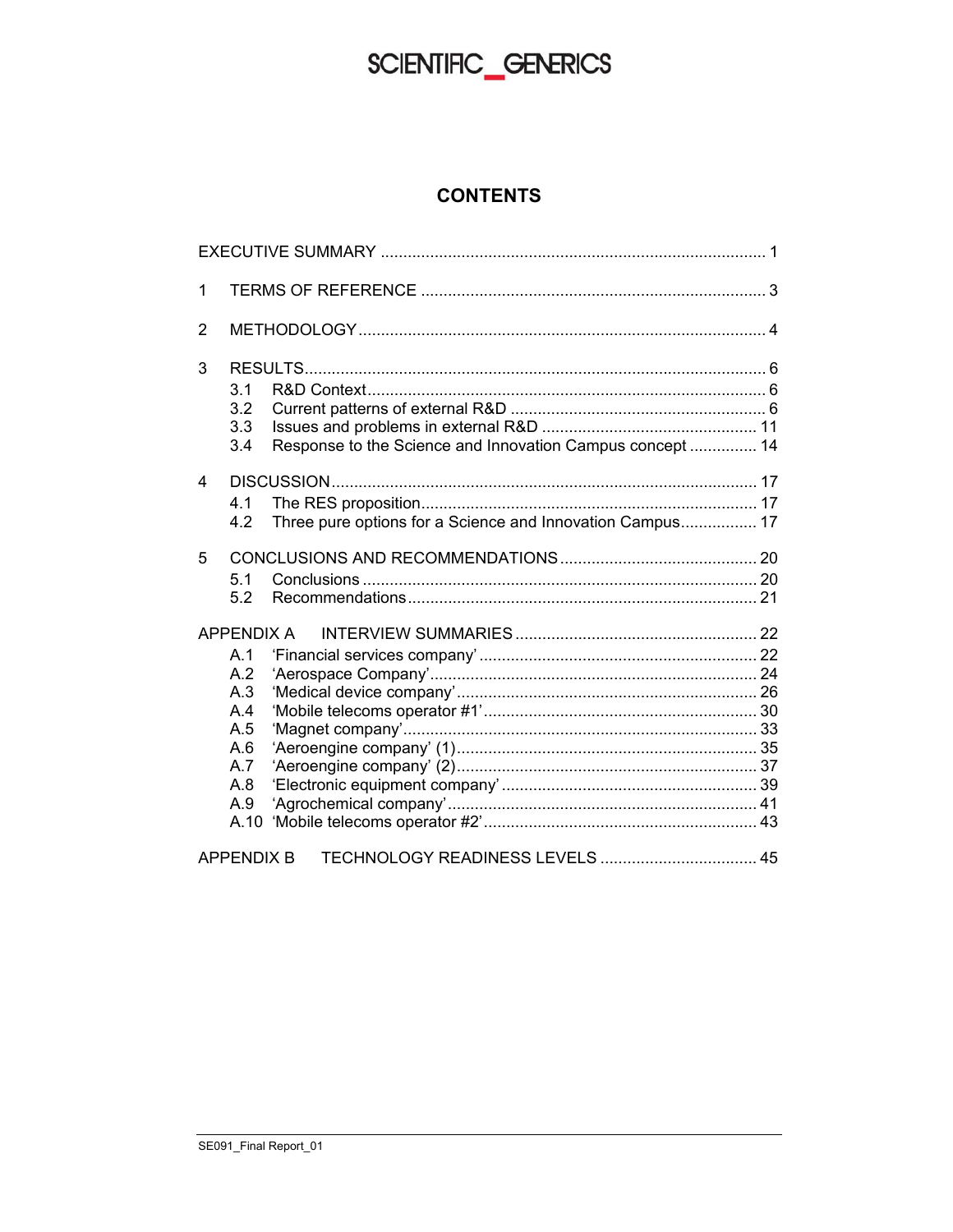# CONTENTS

EXECUTIVE SUMMARY ..................................................................................... 1

1 TERMS OF REFERENCE ............................................................................ 3

2 METHODOLOGY.......................................................................................... 4

3 RESULTS...................................................................................................... 6
   - 3.1 R&D Context........................................................................................ 6
   - 3.2 Current patterns of external R&D ......................................................... 6
   - 3.3 Issues and problems in external R&D ................................................ 11
   - 3.4 Response to the Science and Innovation Campus concept ............... 14

4 DISCUSSION.............................................................................................. 17
   - 4.1 The RES proposition........................................................................... 17
   - 4.2 Three pure options for a Science and Innovation Campus................. 17

5 CONCLUSIONS AND RECOMMENDATIONS............................................ 20
   - 5.1 Conclusions ........................................................................................ 20
   - 5.2 Recommendations............................................................................... 21

APPENDIX A INTERVIEW SUMMARIES ..................................................... 22
   - A.1 'Financial services company' .............................................................. 22
   - A.2 'Aerospace Company'......................................................................... 24
   - A.3 'Medical device company'................................................................... 26
   - A.4 'Mobile telecoms operator #1'............................................................. 30
   - A.5 'Magnet company'............................................................................... 33
   - A.6 'Aeroengine company' (1)................................................................... 35
   - A.7 'Aeroengine company' (2)................................................................... 37
   - A.8 'Electronic equipment company' ......................................................... 39
   - A.9 'Agrochemical company'..................................................................... 41
   - A.10 'Mobile telecoms operator #2'............................................................ 43

APPENDIX B TECHNOLOGY READINESS LEVELS ................................... 45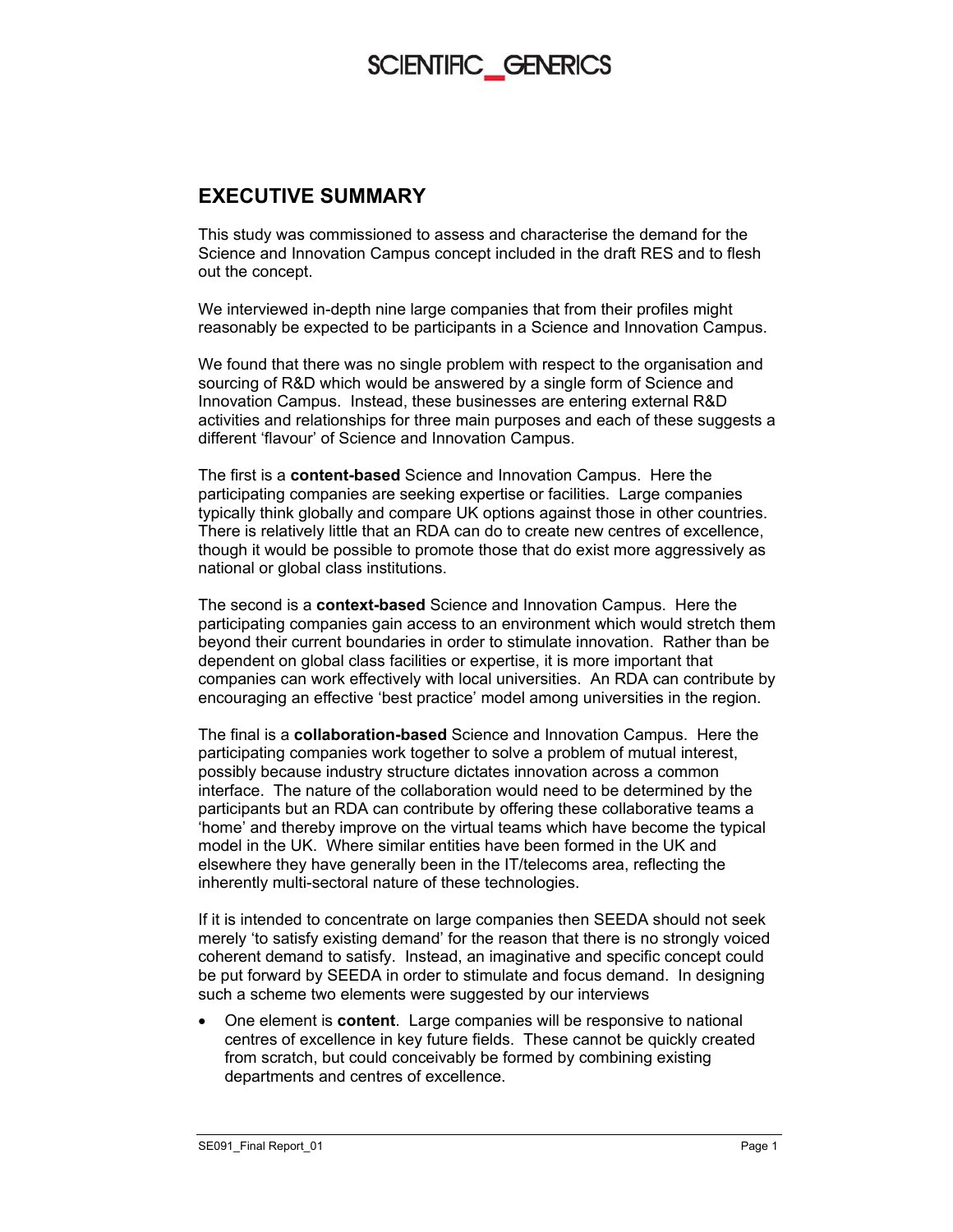## EXECUTIVE SUMMARY

This study was commissioned to assess and characterise the demand for the Science and Innovation Campus concept included in the draft RES and to flesh out the concept.

We interviewed in-depth nine large companies that from their profiles might reasonably be expected to be participants in a Science and Innovation Campus.

We found that there was no single problem with respect to the organisation and sourcing of R&D which would be answered by a single form of Science and Innovation Campus. Instead, these businesses are entering external R&D activities and relationships for three main purposes and each of these suggests a different 'flavour' of Science and Innovation Campus.

The first is a **content-based** Science and Innovation Campus. Here the participating companies are seeking expertise or facilities. Large companies typically think globally and compare UK options against those in other countries. There is relatively little that an RDA can do to create new centres of excellence, though it would be possible to promote those that do exist more aggressively as national or global class institutions.

The second is a **context-based** Science and Innovation Campus. Here the participating companies gain access to an environment which would stretch them beyond their current boundaries in order to stimulate innovation. Rather than be dependent on global class facilities or expertise, it is more important that companies can work effectively with local universities. An RDA can contribute by encouraging an effective 'best practice' model among universities in the region.

The final is a **collaboration-based** Science and Innovation Campus. Here the participating companies work together to solve a problem of mutual interest, possibly because industry structure dictates innovation across a common interface. The nature of the collaboration would need to be determined by the participants but an RDA can contribute by offering these collaborative teams a 'home' and thereby improve on the virtual teams which have become the typical model in the UK. Where similar entities have been formed in the UK and elsewhere they have generally been in the IT/telecoms area, reflecting the inherently multi-sectoral nature of these technologies.

If it is intended to concentrate on large companies then SEEDA should not seek merely 'to satisfy existing demand' for the reason that there is no strongly voiced coherent demand to satisfy. Instead, an imaginative and specific concept could be put forward by SEEDA in order to stimulate and focus demand. In designing such a scheme two elements were suggested by our interviews

- One element is **content**. Large companies will be responsive to national centres of excellence in key future fields. These cannot be quickly created from scratch, but could conceivably be formed by combining existing departments and centres of excellence.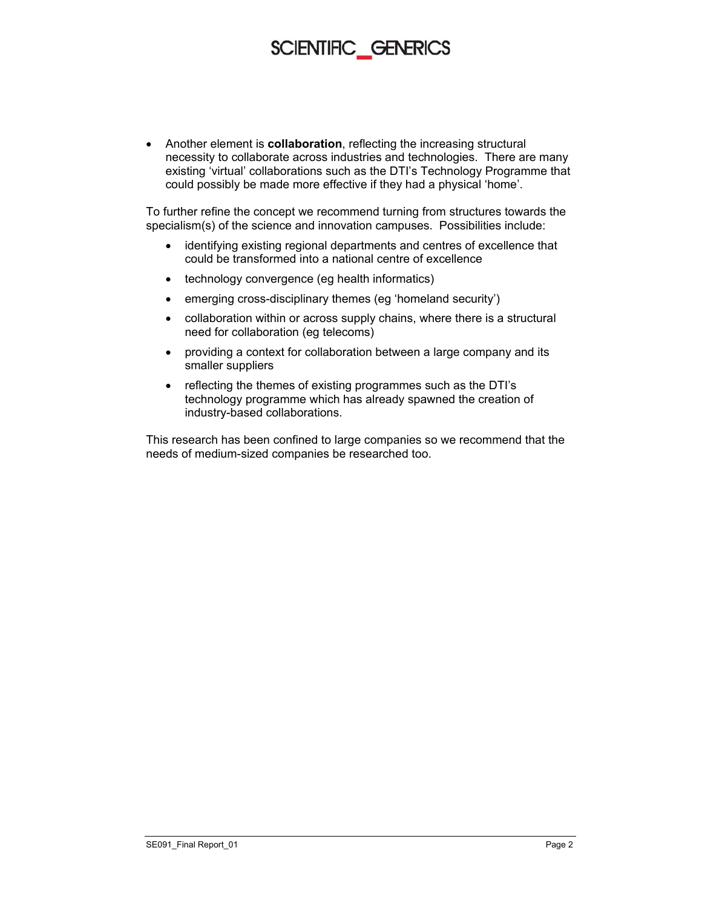- Another element is **collaboration**, reflecting the increasing structural necessity to collaborate across industries and technologies. There are many existing 'virtual' collaborations such as the DTI's Technology Programme that could possibly be made more effective if they had a physical 'home'.

To further refine the concept we recommend turning from structures towards the specialism(s) of the science and innovation campuses. Possibilities include:

- identifying existing regional departments and centres of excellence that could be transformed into a national centre of excellence
- technology convergence (eg health informatics)
- emerging cross-disciplinary themes (eg 'homeland security')
- collaboration within or across supply chains, where there is a structural need for collaboration (eg telecoms)
- providing a context for collaboration between a large company and its smaller suppliers
- reflecting the themes of existing programmes such as the DTI's technology programme which has already spawned the creation of industry-based collaborations.

This research has been confined to large companies so we recommend that the needs of medium-sized companies be researched too.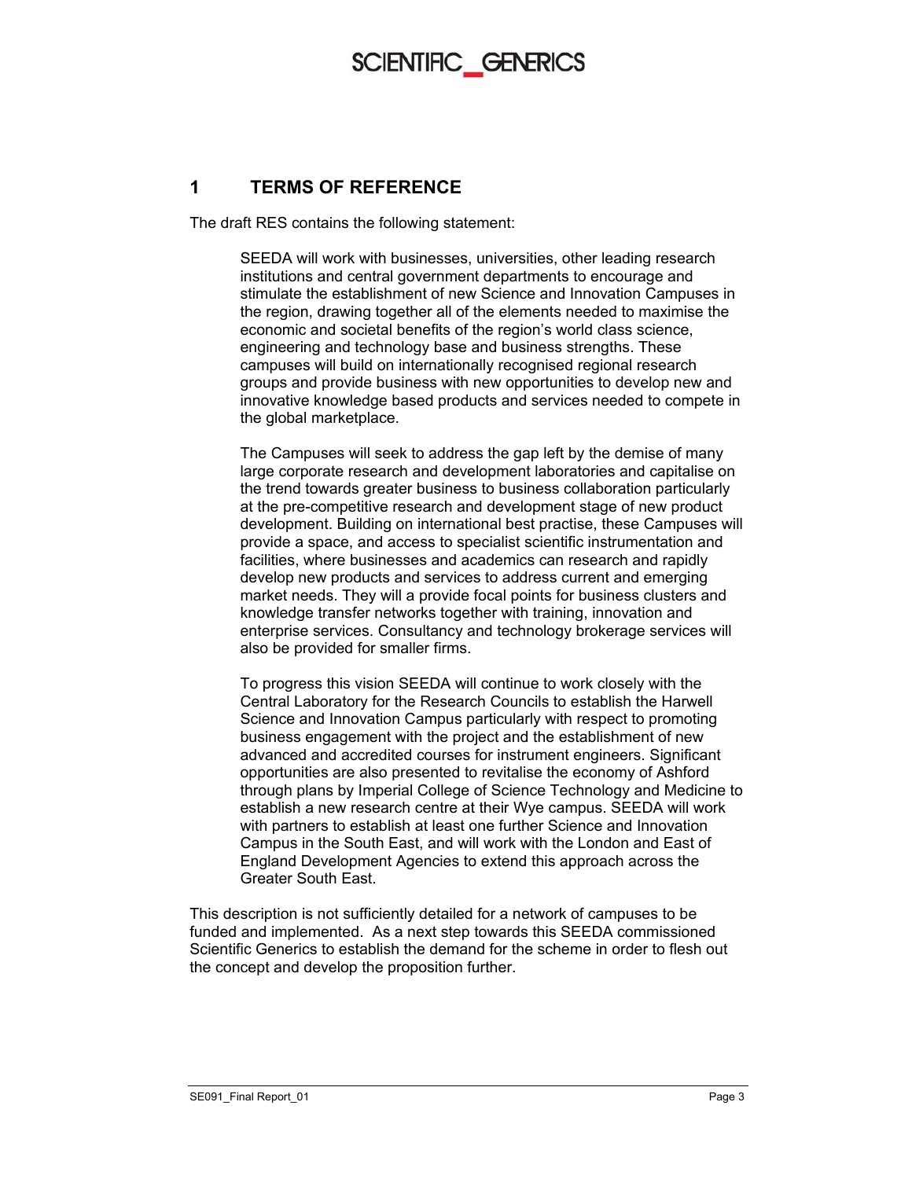# 1 TERMS OF REFERENCE

The draft RES contains the following statement:

> SEEDA will work with businesses, universities, other leading research institutions and central government departments to encourage and stimulate the establishment of new Science and Innovation Campuses in the region, drawing together all of the elements needed to maximise the economic and societal benefits of the region's world class science, engineering and technology base and business strengths. These campuses will build on internationally recognised regional research groups and provide business with new opportunities to develop new and innovative knowledge based products and services needed to compete in the global marketplace.
>
> The Campuses will seek to address the gap left by the demise of many large corporate research and development laboratories and capitalise on the trend towards greater business to business collaboration particularly at the pre-competitive research and development stage of new product development. Building on international best practise, these Campuses will provide a space, and access to specialist scientific instrumentation and facilities, where businesses and academics can research and rapidly develop new products and services to address current and emerging market needs. They will a provide focal points for business clusters and knowledge transfer networks together with training, innovation and enterprise services. Consultancy and technology brokerage services will also be provided for smaller firms.
>
> To progress this vision SEEDA will continue to work closely with the Central Laboratory for the Research Councils to establish the Harwell Science and Innovation Campus particularly with respect to promoting business engagement with the project and the establishment of new advanced and accredited courses for instrument engineers. Significant opportunities are also presented to revitalise the economy of Ashford through plans by Imperial College of Science Technology and Medicine to establish a new research centre at their Wye campus. SEEDA will work with partners to establish at least one further Science and Innovation Campus in the South East, and will work with the London and East of England Development Agencies to extend this approach across the Greater South East.

This description is not sufficiently detailed for a network of campuses to be funded and implemented. As a next step towards this SEEDA commissioned Scientific Generics to establish the demand for the scheme in order to flesh out the concept and develop the proposition further.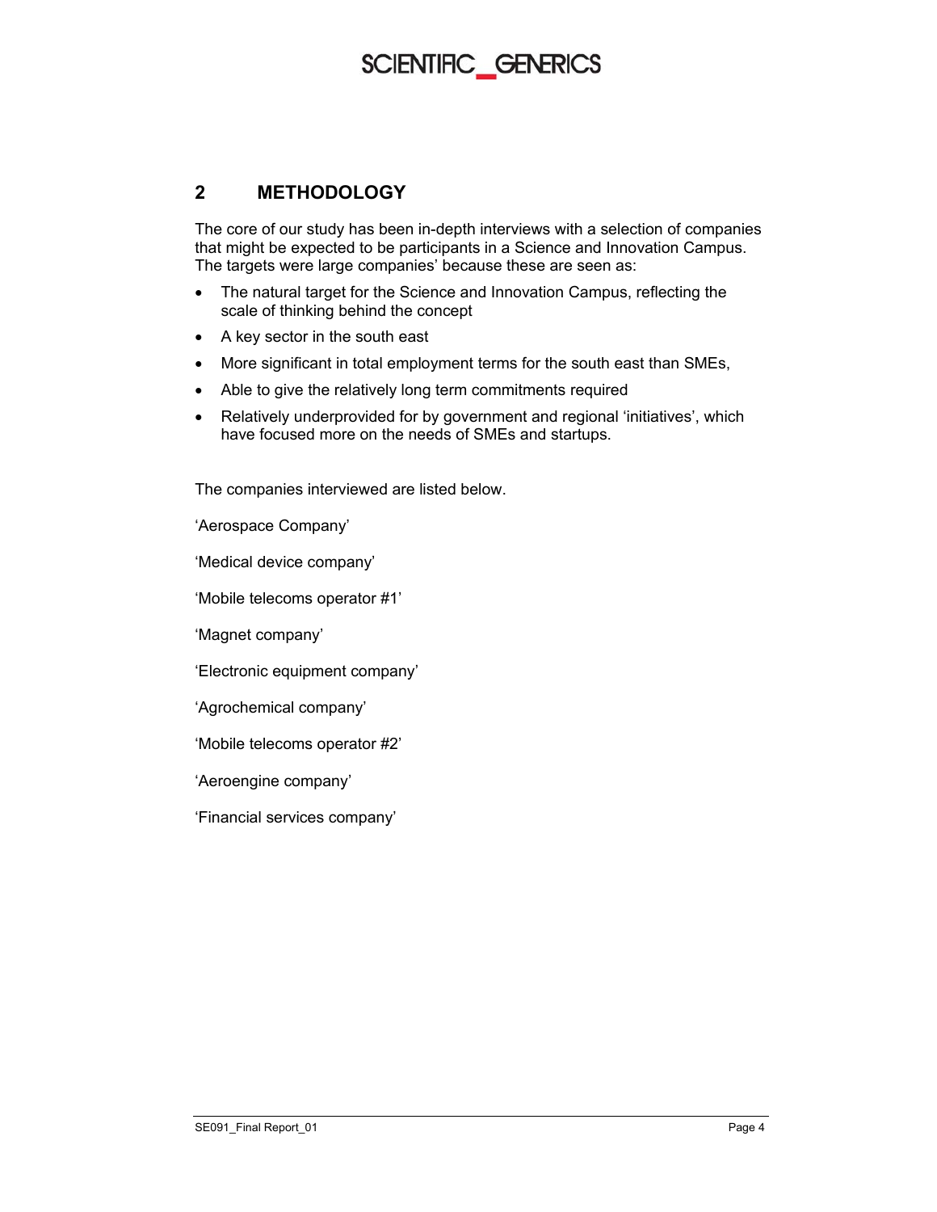## 2 METHODOLOGY

The core of our study has been in-depth interviews with a selection of companies that might be expected to be participants in a Science and Innovation Campus. The targets were large companies' because these are seen as:

- The natural target for the Science and Innovation Campus, reflecting the scale of thinking behind the concept
- A key sector in the south east
- More significant in total employment terms for the south east than SMEs,
- Able to give the relatively long term commitments required
- Relatively underprovided for by government and regional 'initiatives', which have focused more on the needs of SMEs and startups.

The companies interviewed are listed below.

'Aerospace Company'

'Medical device company'

'Mobile telecoms operator #1'

'Magnet company'

'Electronic equipment company'

'Agrochemical company'

'Mobile telecoms operator #2'

'Aeroengine company'

'Financial services company'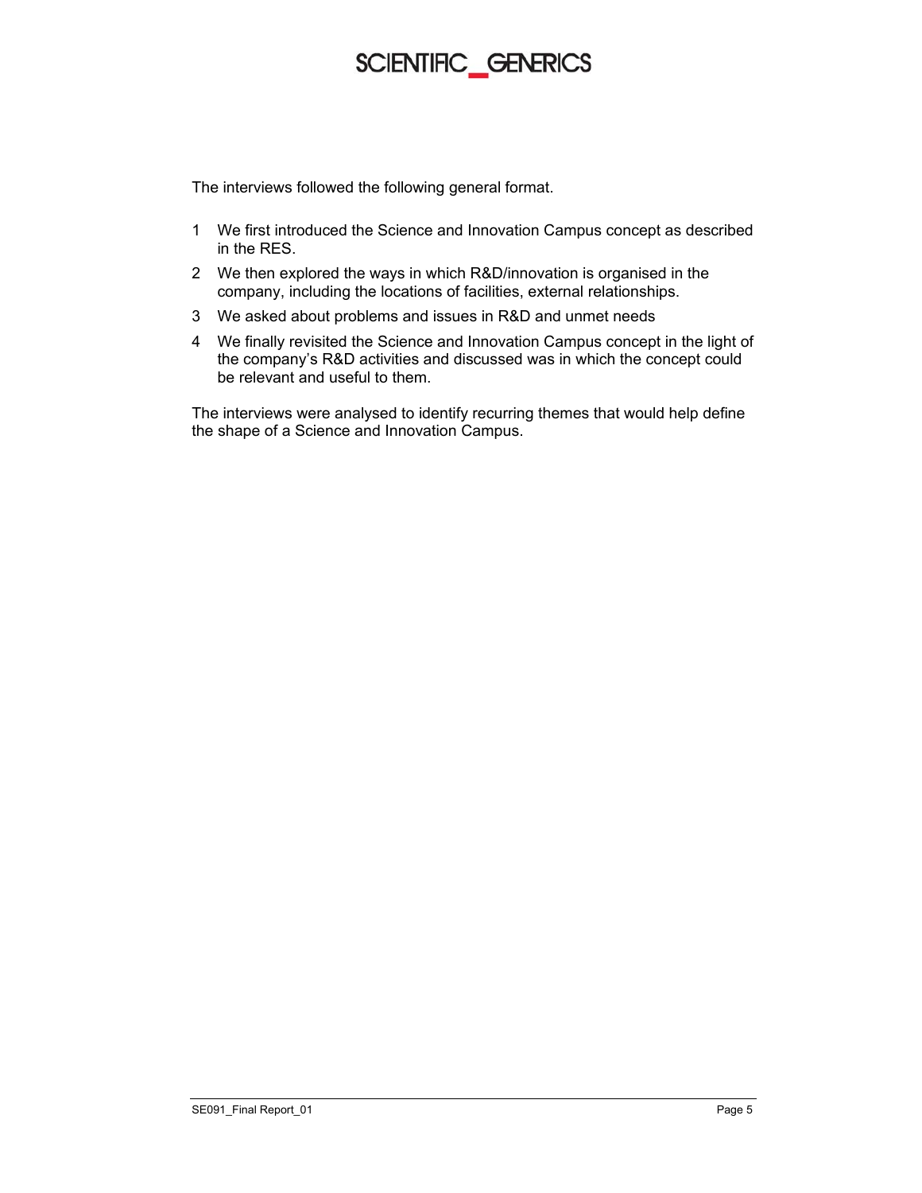The interviews followed the following general format.

1 We first introduced the Science and Innovation Campus concept as described in the RES.
2 We then explored the ways in which R&D/innovation is organised in the company, including the locations of facilities, external relationships.
3 We asked about problems and issues in R&D and unmet needs
4 We finally revisited the Science and Innovation Campus concept in the light of the company's R&D activities and discussed was in which the concept could be relevant and useful to them.

The interviews were analysed to identify recurring themes that would help define the shape of a Science and Innovation Campus.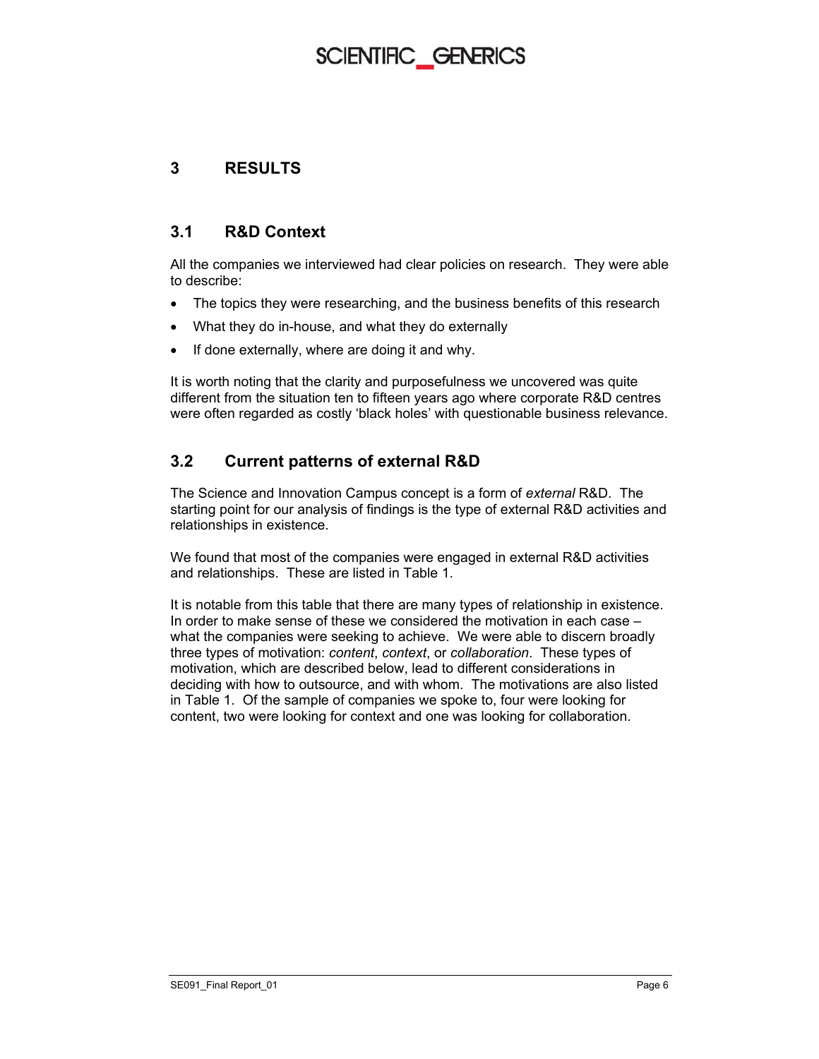# 3 RESULTS

## 3.1 R&D Context

All the companies we interviewed had clear policies on research. They were able to describe:

- The topics they were researching, and the business benefits of this research
- What they do in-house, and what they do externally
- If done externally, where are doing it and why.

It is worth noting that the clarity and purposefulness we uncovered was quite different from the situation ten to fifteen years ago where corporate R&D centres were often regarded as costly 'black holes' with questionable business relevance.

## 3.2 Current patterns of external R&D

The Science and Innovation Campus concept is a form of *external* R&D. The starting point for our analysis of findings is the type of external R&D activities and relationships in existence.

We found that most of the companies were engaged in external R&D activities and relationships. These are listed in Table 1.

It is notable from this table that there are many types of relationship in existence. In order to make sense of these we considered the motivation in each case – what the companies were seeking to achieve. We were able to discern broadly three types of motivation: *content*, *context*, or *collaboration*. These types of motivation, which are described below, lead to different considerations in deciding with how to outsource, and with whom. The motivations are also listed in Table 1. Of the sample of companies we spoke to, four were looking for content, two were looking for context and one was looking for collaboration.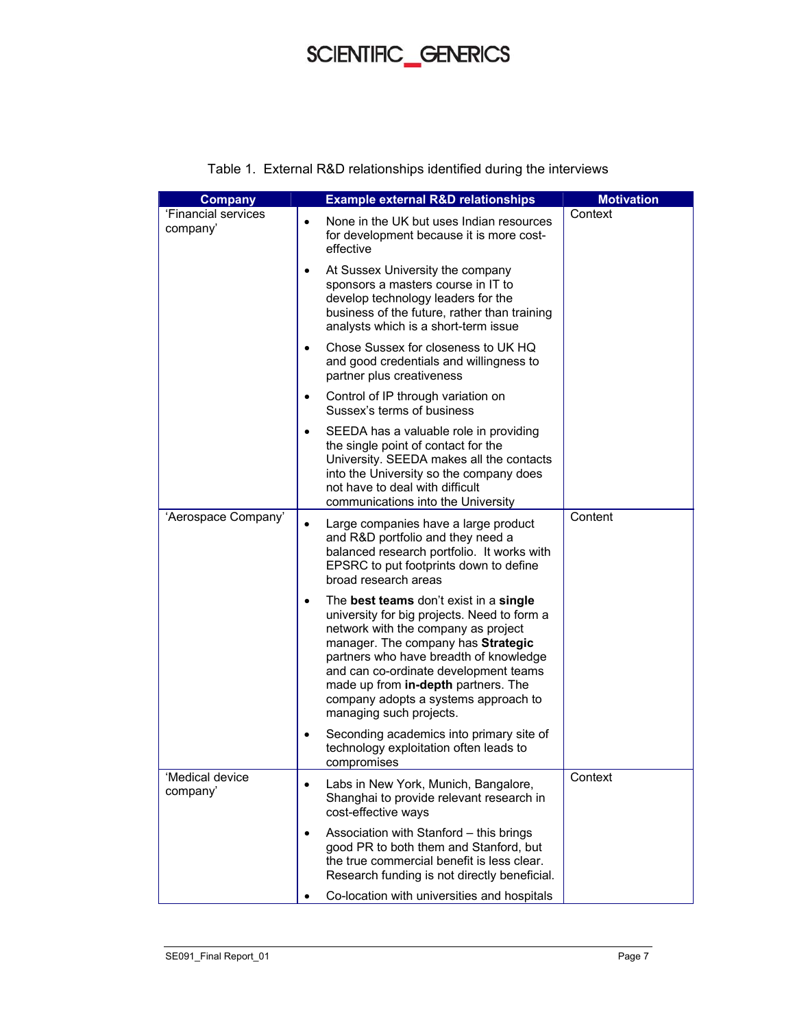Table 1. External R&D relationships identified during the interviews

| Company | Example external R&D relationships | Motivation |
| --- | --- | --- |
| 'Financial services company' | • None in the UK but uses Indian resources for development because it is more cost-effective<br>• At Sussex University the company sponsors a masters course in IT to develop technology leaders for the business of the future, rather than training analysts which is a short-term issue<br>• Chose Sussex for closeness to UK HQ and good credentials and willingness to partner plus creativeness<br>• Control of IP through variation on Sussex's terms of business<br>• SEEDA has a valuable role in providing the single point of contact for the University. SEEDA makes all the contacts into the University so the company does not have to deal with difficult communications into the University | Context |
| 'Aerospace Company' | • Large companies have a large product and R&D portfolio and they need a balanced research portfolio. It works with EPSRC to put footprints down to define broad research areas<br>• The **best teams** don't exist in a **single** university for big projects. Need to form a network with the company as project manager. The company has **Strategic** partners who have breadth of knowledge and can co-ordinate development teams made up from **in-depth** partners. The company adopts a systems approach to managing such projects.<br>• Seconding academics into primary site of technology exploitation often leads to compromises | Content |
| 'Medical device company' | • Labs in New York, Munich, Bangalore, Shanghai to provide relevant research in cost-effective ways<br>• Association with Stanford – this brings good PR to both them and Stanford, but the true commercial benefit is less clear. Research funding is not directly beneficial.<br>• Co-location with universities and hospitals | Context |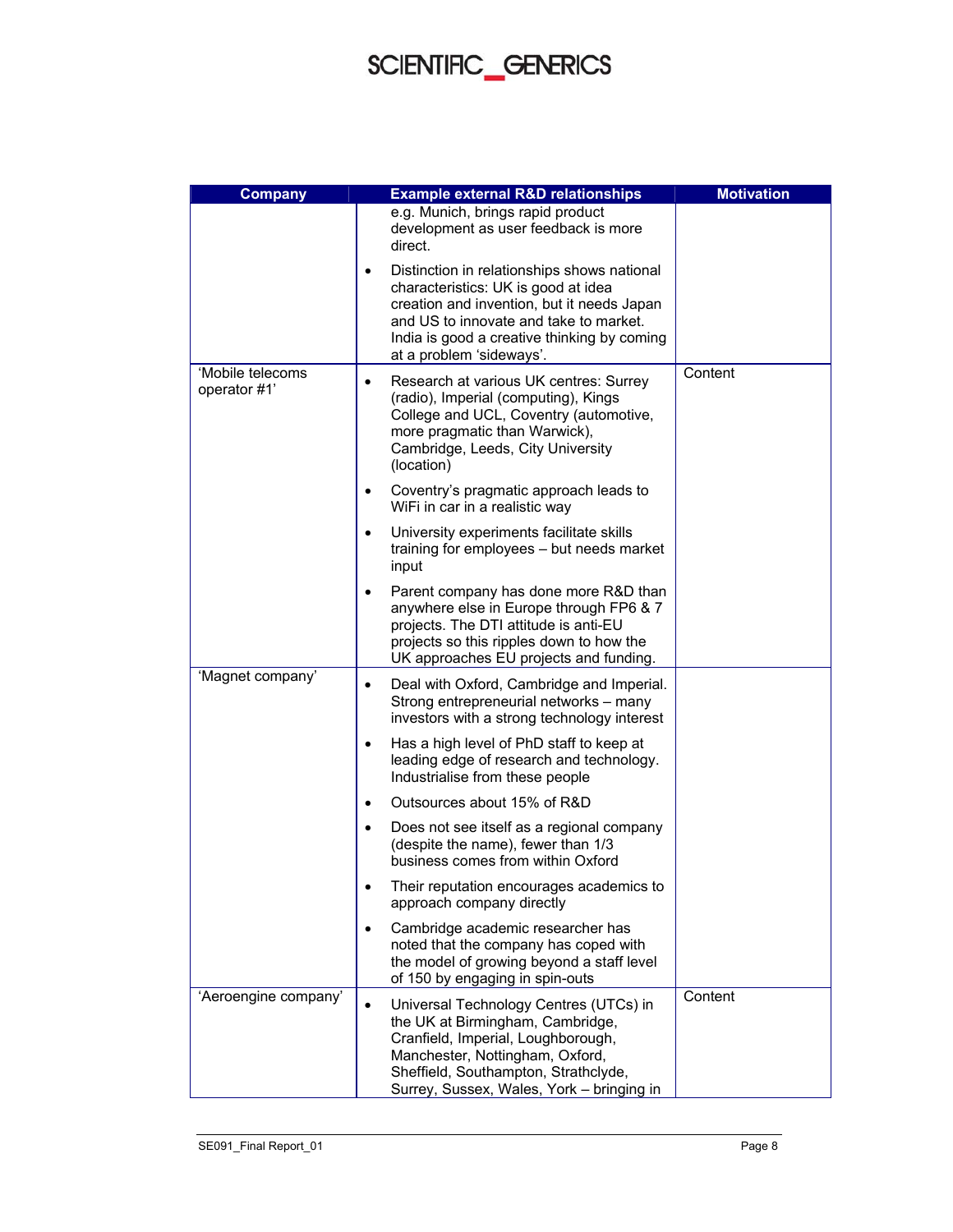| Company | Example external R&D relationships | Motivation |
|---|---|---|
| | e.g. Munich, brings rapid product development as user feedback is more direct.<br>• Distinction in relationships shows national characteristics: UK is good at idea creation and invention, but it needs Japan and US to innovate and take to market. India is good a creative thinking by coming at a problem 'sideways'. | |
| 'Mobile telecoms operator #1' | • Research at various UK centres: Surrey (radio), Imperial (computing), Kings College and UCL, Coventry (automotive, more pragmatic than Warwick), Cambridge, Leeds, City University (location)<br>• Coventry's pragmatic approach leads to WiFi in car in a realistic way<br>• University experiments facilitate skills training for employees – but needs market input<br>• Parent company has done more R&D than anywhere else in Europe through FP6 & 7 projects. The DTI attitude is anti-EU projects so this ripples down to how the UK approaches EU projects and funding. | Content |
| 'Magnet company' | • Deal with Oxford, Cambridge and Imperial. Strong entrepreneurial networks – many investors with a strong technology interest<br>• Has a high level of PhD staff to keep at leading edge of research and technology. Industrialise from these people<br>• Outsources about 15% of R&D<br>• Does not see itself as a regional company (despite the name), fewer than 1/3 business comes from within Oxford<br>• Their reputation encourages academics to approach company directly<br>• Cambridge academic researcher has noted that the company has coped with the model of growing beyond a staff level of 150 by engaging in spin-outs | |
| 'Aeroengine company' | • Universal Technology Centres (UTCs) in the UK at Birmingham, Cambridge, Cranfield, Imperial, Loughborough, Manchester, Nottingham, Oxford, Sheffield, Southampton, Strathclyde, Surrey, Sussex, Wales, York – bringing in | Content |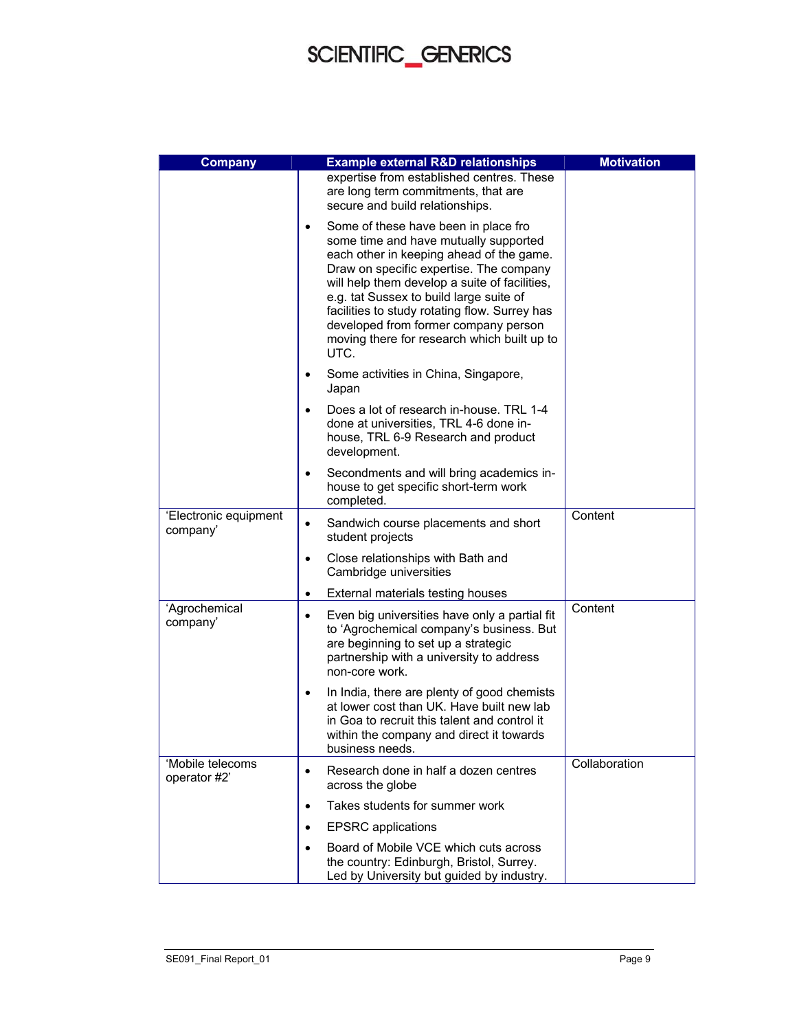| Company | Example external R&D relationships | Motivation |
|---|---|---|
| | expertise from established centres. These are long term commitments, that are secure and build relationships. <br>• Some of these have been in place fro some time and have mutually supported each other in keeping ahead of the game. Draw on specific expertise. The company will help them develop a suite of facilities, e.g. tat Sussex to build large suite of facilities to study rotating flow. Surrey has developed from former company person moving there for research which built up to UTC. <br>• Some activities in China, Singapore, Japan <br>• Does a lot of research in-house. TRL 1-4 done at universities, TRL 4-6 done in-house, TRL 6-9 Research and product development. <br>• Secondments and will bring academics in-house to get specific short-term work completed. | |
| 'Electronic equipment company' | • Sandwich course placements and short student projects <br>• Close relationships with Bath and Cambridge universities <br>• External materials testing houses | Content |
| 'Agrochemical company' | • Even big universities have only a partial fit to 'Agrochemical company's business. But are beginning to set up a strategic partnership with a university to address non-core work. <br>• In India, there are plenty of good chemists at lower cost than UK. Have built new lab in Goa to recruit this talent and control it within the company and direct it towards business needs. | Content |
| 'Mobile telecoms operator #2' | • Research done in half a dozen centres across the globe <br>• Takes students for summer work <br>• EPSRC applications <br>• Board of Mobile VCE which cuts across the country: Edinburgh, Bristol, Surrey. Led by University but guided by industry. | Collaboration |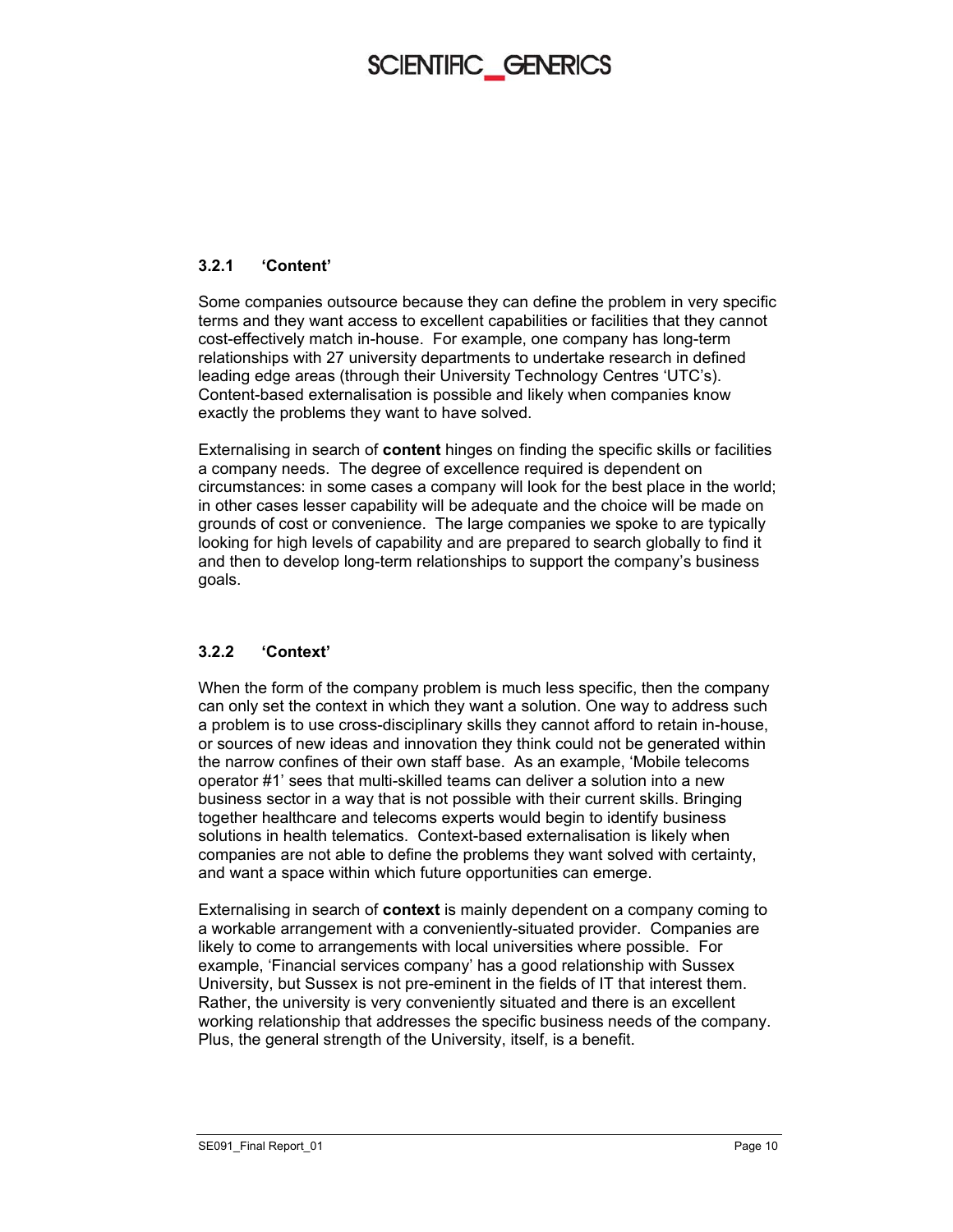### 3.2.1 'Content'

Some companies outsource because they can define the problem in very specific terms and they want access to excellent capabilities or facilities that they cannot cost-effectively match in-house. For example, one company has long-term relationships with 27 university departments to undertake research in defined leading edge areas (through their University Technology Centres 'UTC's). Content-based externalisation is possible and likely when companies know exactly the problems they want to have solved.

Externalising in search of **content** hinges on finding the specific skills or facilities a company needs. The degree of excellence required is dependent on circumstances: in some cases a company will look for the best place in the world; in other cases lesser capability will be adequate and the choice will be made on grounds of cost or convenience. The large companies we spoke to are typically looking for high levels of capability and are prepared to search globally to find it and then to develop long-term relationships to support the company's business goals.

### 3.2.2 'Context'

When the form of the company problem is much less specific, then the company can only set the context in which they want a solution. One way to address such a problem is to use cross-disciplinary skills they cannot afford to retain in-house, or sources of new ideas and innovation they think could not be generated within the narrow confines of their own staff base. As an example, 'Mobile telecoms operator #1' sees that multi-skilled teams can deliver a solution into a new business sector in a way that is not possible with their current skills. Bringing together healthcare and telecoms experts would begin to identify business solutions in health telematics. Context-based externalisation is likely when companies are not able to define the problems they want solved with certainty, and want a space within which future opportunities can emerge.

Externalising in search of **context** is mainly dependent on a company coming to a workable arrangement with a conveniently-situated provider. Companies are likely to come to arrangements with local universities where possible. For example, 'Financial services company' has a good relationship with Sussex University, but Sussex is not pre-eminent in the fields of IT that interest them. Rather, the university is very conveniently situated and there is an excellent working relationship that addresses the specific business needs of the company. Plus, the general strength of the University, itself, is a benefit.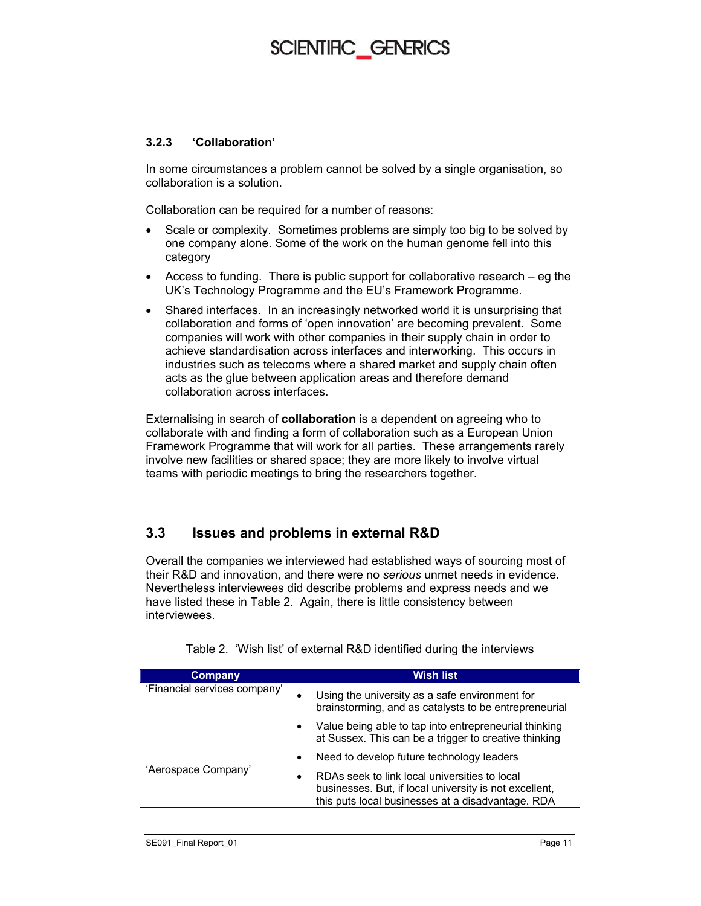### 3.2.3 'Collaboration'

In some circumstances a problem cannot be solved by a single organisation, so collaboration is a solution.

Collaboration can be required for a number of reasons:

- Scale or complexity. Sometimes problems are simply too big to be solved by one company alone. Some of the work on the human genome fell into this category
- Access to funding. There is public support for collaborative research – eg the UK's Technology Programme and the EU's Framework Programme.
- Shared interfaces. In an increasingly networked world it is unsurprising that collaboration and forms of 'open innovation' are becoming prevalent. Some companies will work with other companies in their supply chain in order to achieve standardisation across interfaces and interworking. This occurs in industries such as telecoms where a shared market and supply chain often acts as the glue between application areas and therefore demand collaboration across interfaces.

Externalising in search of **collaboration** is a dependent on agreeing who to collaborate with and finding a form of collaboration such as a European Union Framework Programme that will work for all parties. These arrangements rarely involve new facilities or shared space; they are more likely to involve virtual teams with periodic meetings to bring the researchers together.

## 3.3 Issues and problems in external R&D

Overall the companies we interviewed had established ways of sourcing most of their R&D and innovation, and there were no *serious* unmet needs in evidence. Nevertheless interviewees did describe problems and express needs and we have listed these in Table 2. Again, there is little consistency between interviewees.

Table 2. 'Wish list' of external R&D identified during the interviews

| Company | Wish list |
|---|---|
| 'Financial services company' | • Using the university as a safe environment for brainstorming, and as catalysts to be entrepreneurial<br>• Value being able to tap into entrepreneurial thinking at Sussex. This can be a trigger to creative thinking<br>• Need to develop future technology leaders |
| 'Aerospace Company' | • RDAs seek to link local universities to local businesses. But, if local university is not excellent, this puts local businesses at a disadvantage. RDA |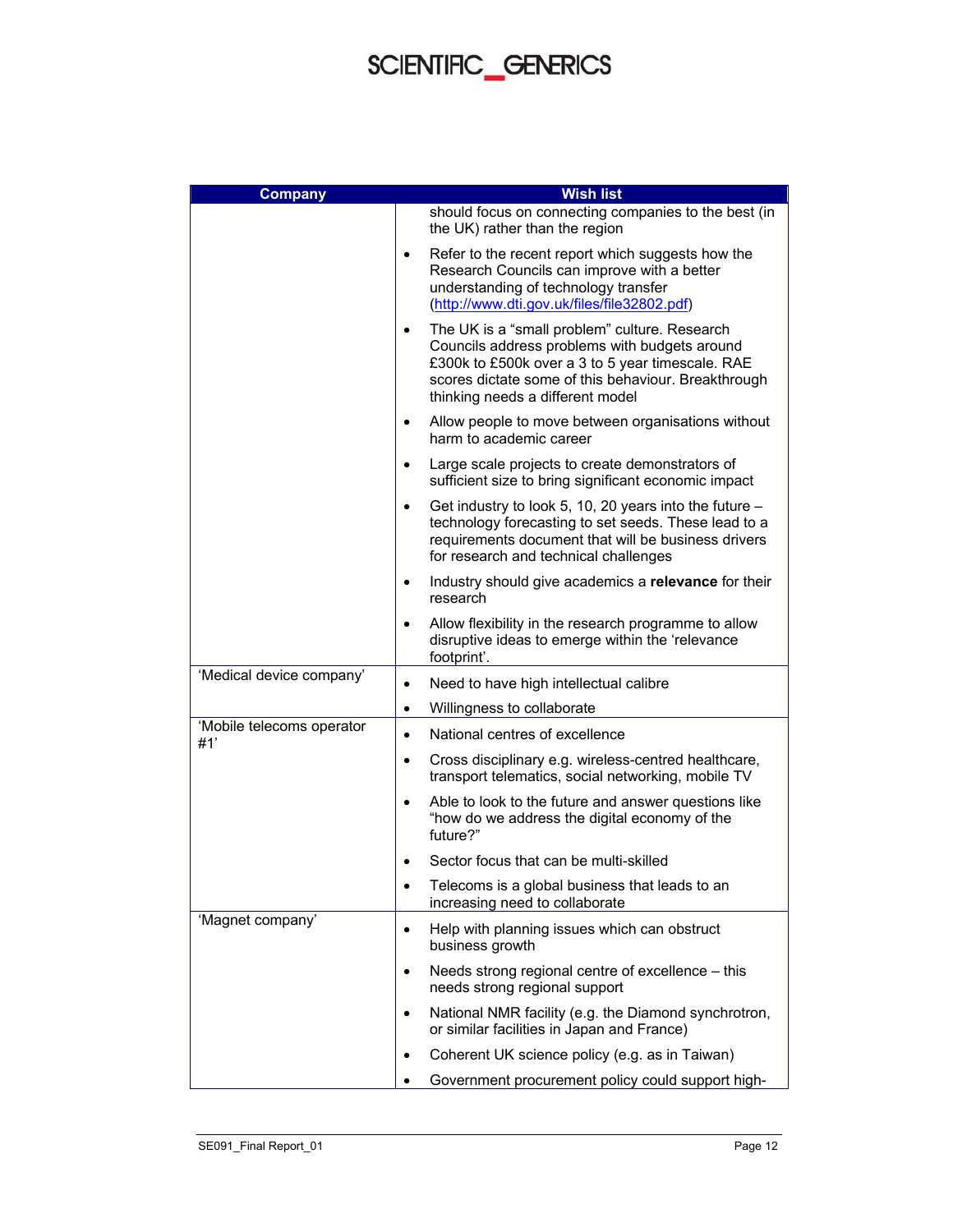| Company | Wish list |
|---|---|
| | should focus on connecting companies to the best (in the UK) rather than the region<br>• Refer to the recent report which suggests how the Research Councils can improve with a better understanding of technology transfer (http://www.dti.gov.uk/files/file32802.pdf)<br>• The UK is a "small problem" culture. Research Councils address problems with budgets around £300k to £500k over a 3 to 5 year timescale. RAE scores dictate some of this behaviour. Breakthrough thinking needs a different model<br>• Allow people to move between organisations without harm to academic career<br>• Large scale projects to create demonstrators of sufficient size to bring significant economic impact<br>• Get industry to look 5, 10, 20 years into the future – technology forecasting to set seeds. These lead to a requirements document that will be business drivers for research and technical challenges<br>• Industry should give academics a **relevance** for their research<br>• Allow flexibility in the research programme to allow disruptive ideas to emerge within the 'relevance footprint'. |
| 'Medical device company' | • Need to have high intellectual calibre<br>• Willingness to collaborate |
| 'Mobile telecoms operator #1' | • National centres of excellence<br>• Cross disciplinary e.g. wireless-centred healthcare, transport telematics, social networking, mobile TV<br>• Able to look to the future and answer questions like "how do we address the digital economy of the future?"<br>• Sector focus that can be multi-skilled<br>• Telecoms is a global business that leads to an increasing need to collaborate |
| 'Magnet company' | • Help with planning issues which can obstruct business growth<br>• Needs strong regional centre of excellence – this needs strong regional support<br>• National NMR facility (e.g. the Diamond synchrotron, or similar facilities in Japan and France)<br>• Coherent UK science policy (e.g. as in Taiwan)<br>• Government procurement policy could support high- |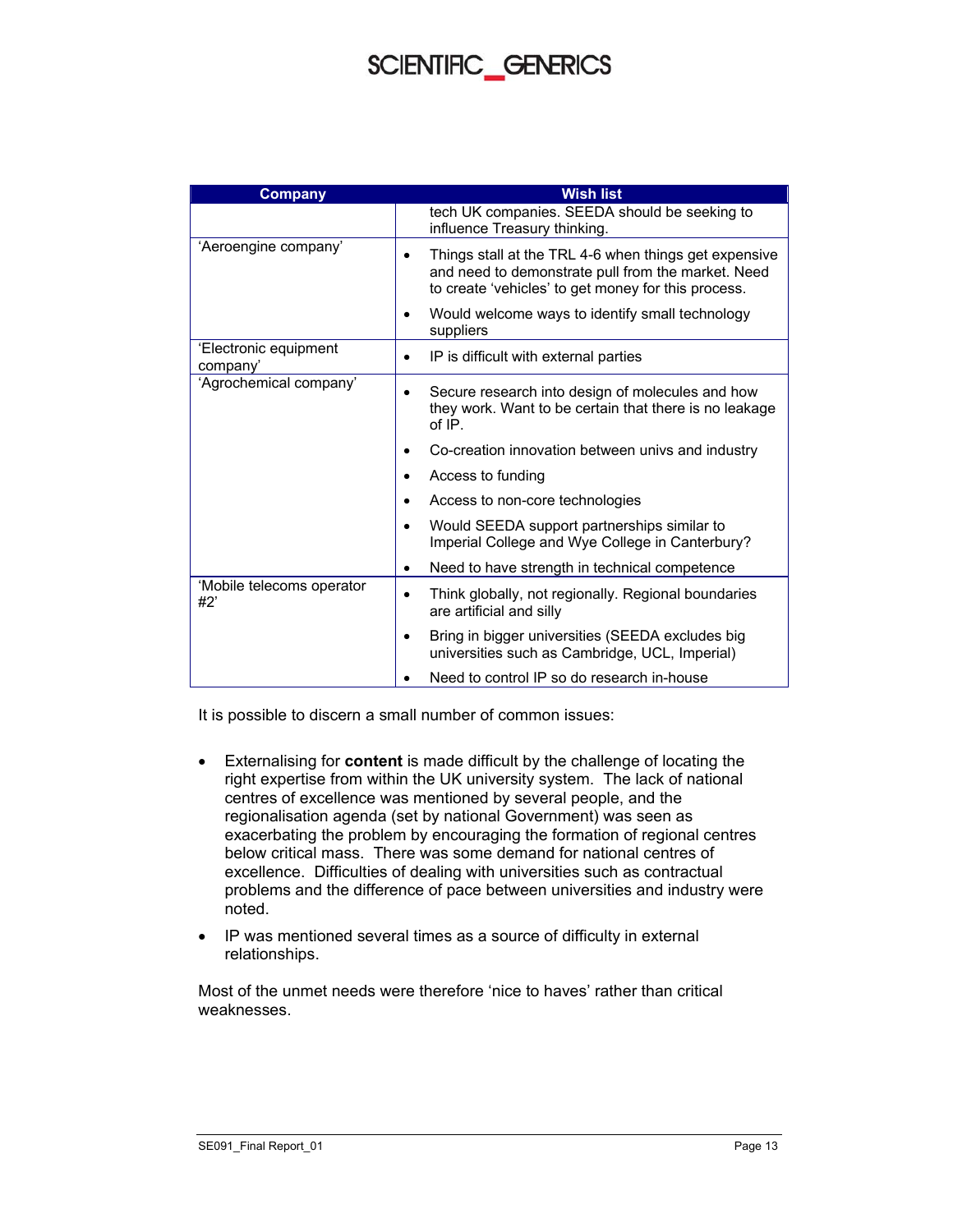| Company | Wish list |
| --- | --- |
| | tech UK companies. SEEDA should be seeking to influence Treasury thinking. |
| 'Aeroengine company' | • Things stall at the TRL 4-6 when things get expensive and need to demonstrate pull from the market. Need to create 'vehicles' to get money for this process.<br>• Would welcome ways to identify small technology suppliers |
| 'Electronic equipment company' | • IP is difficult with external parties |
| 'Agrochemical company' | • Secure research into design of molecules and how they work. Want to be certain that there is no leakage of IP.<br>• Co-creation innovation between univs and industry<br>• Access to funding<br>• Access to non-core technologies<br>• Would SEEDA support partnerships similar to Imperial College and Wye College in Canterbury?<br>• Need to have strength in technical competence |
| 'Mobile telecoms operator #2' | • Think globally, not regionally. Regional boundaries are artificial and silly<br>• Bring in bigger universities (SEEDA excludes big universities such as Cambridge, UCL, Imperial)<br>• Need to control IP so do research in-house |

It is possible to discern a small number of common issues:

- Externalising for **content** is made difficult by the challenge of locating the right expertise from within the UK university system. The lack of national centres of excellence was mentioned by several people, and the regionalisation agenda (set by national Government) was seen as exacerbating the problem by encouraging the formation of regional centres below critical mass. There was some demand for national centres of excellence. Difficulties of dealing with universities such as contractual problems and the difference of pace between universities and industry were noted.
- IP was mentioned several times as a source of difficulty in external relationships.

Most of the unmet needs were therefore 'nice to haves' rather than critical weaknesses.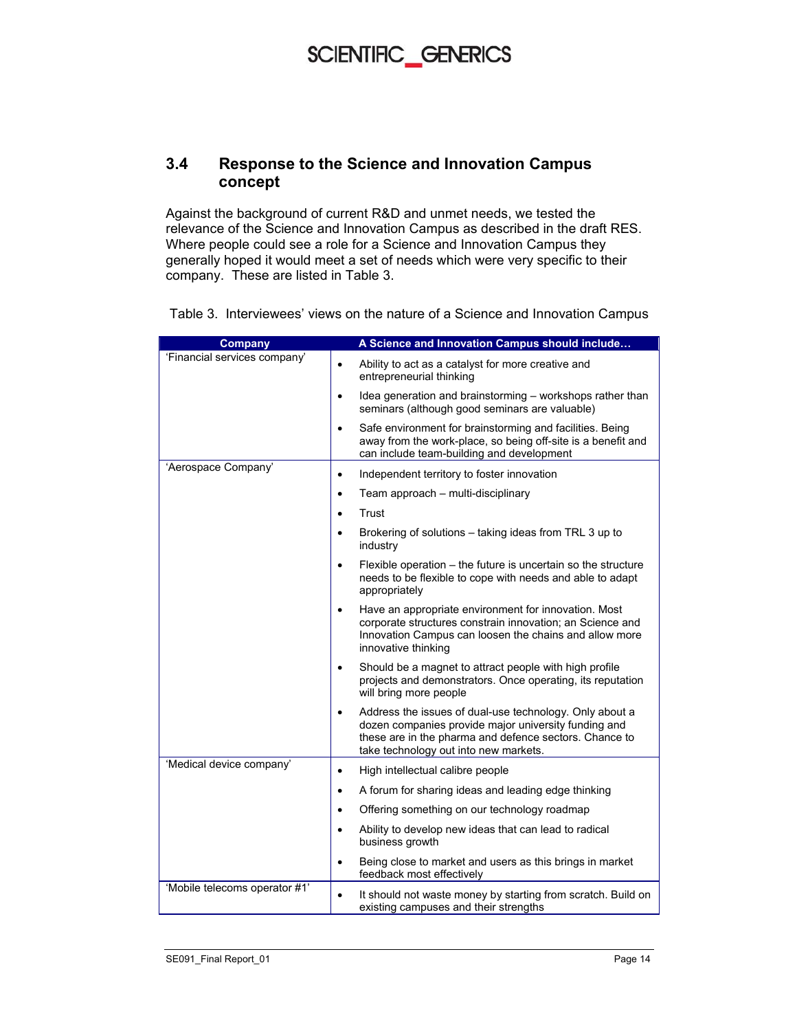## 3.4 Response to the Science and Innovation Campus concept

Against the background of current R&D and unmet needs, we tested the relevance of the Science and Innovation Campus as described in the draft RES. Where people could see a role for a Science and Innovation Campus they generally hoped it would meet a set of needs which were very specific to their company. These are listed in Table 3.

Table 3. Interviewees' views on the nature of a Science and Innovation Campus

| Company | A Science and Innovation Campus should include… |
|---|---|
| 'Financial services company' | • Ability to act as a catalyst for more creative and entrepreneurial thinking<br>• Idea generation and brainstorming – workshops rather than seminars (although good seminars are valuable)<br>• Safe environment for brainstorming and facilities. Being away from the work-place, so being off-site is a benefit and can include team-building and development |
| 'Aerospace Company' | • Independent territory to foster innovation<br>• Team approach – multi-disciplinary<br>• Trust<br>• Brokering of solutions – taking ideas from TRL 3 up to industry<br>• Flexible operation – the future is uncertain so the structure needs to be flexible to cope with needs and able to adapt appropriately<br>• Have an appropriate environment for innovation. Most corporate structures constrain innovation; an Science and Innovation Campus can loosen the chains and allow more innovative thinking<br>• Should be a magnet to attract people with high profile projects and demonstrators. Once operating, its reputation will bring more people<br>• Address the issues of dual-use technology. Only about a dozen companies provide major university funding and these are in the pharma and defence sectors. Chance to take technology out into new markets. |
| 'Medical device company' | • High intellectual calibre people<br>• A forum for sharing ideas and leading edge thinking<br>• Offering something on our technology roadmap<br>• Ability to develop new ideas that can lead to radical business growth<br>• Being close to market and users as this brings in market feedback most effectively |
| 'Mobile telecoms operator #1' | • It should not waste money by starting from scratch. Build on existing campuses and their strengths |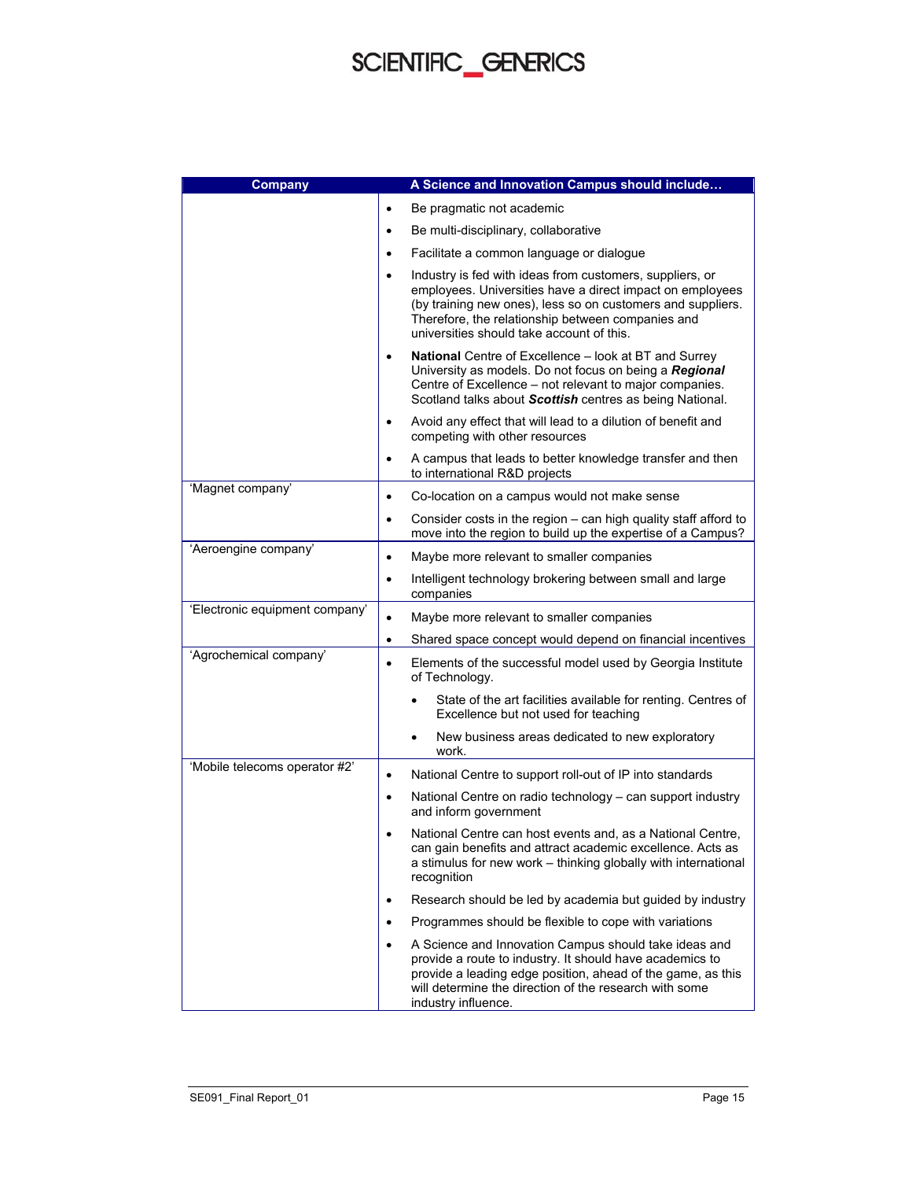| Company | A Science and Innovation Campus should include… |
|---|---|
| | • Be pragmatic not academic<br>• Be multi-disciplinary, collaborative<br>• Facilitate a common language or dialogue<br>• Industry is fed with ideas from customers, suppliers, or employees. Universities have a direct impact on employees (by training new ones), less so on customers and suppliers. Therefore, the relationship between companies and universities should take account of this.<br>• **National** Centre of Excellence – look at BT and Surrey University as models. Do not focus on being a ***Regional*** Centre of Excellence – not relevant to major companies. Scotland talks about ***Scottish*** centres as being National.<br>• Avoid any effect that will lead to a dilution of benefit and competing with other resources<br>• A campus that leads to better knowledge transfer and then to international R&D projects |
| 'Magnet company' | • Co-location on a campus would not make sense<br>• Consider costs in the region – can high quality staff afford to move into the region to build up the expertise of a Campus? |
| 'Aeroengine company' | • Maybe more relevant to smaller companies<br>• Intelligent technology brokering between small and large companies |
| 'Electronic equipment company' | • Maybe more relevant to smaller companies<br>• Shared space concept would depend on financial incentives |
| 'Agrochemical company' | • Elements of the successful model used by Georgia Institute of Technology.<br>  ◦ State of the art facilities available for renting. Centres of Excellence but not used for teaching<br>  ◦ New business areas dedicated to new exploratory work. |
| 'Mobile telecoms operator #2' | • National Centre to support roll-out of IP into standards<br>• National Centre on radio technology – can support industry and inform government<br>• National Centre can host events and, as a National Centre, can gain benefits and attract academic excellence. Acts as a stimulus for new work – thinking globally with international recognition<br>• Research should be led by academia but guided by industry<br>• Programmes should be flexible to cope with variations<br>• A Science and Innovation Campus should take ideas and provide a route to industry. It should have academics to provide a leading edge position, ahead of the game, as this will determine the direction of the research with some industry influence. |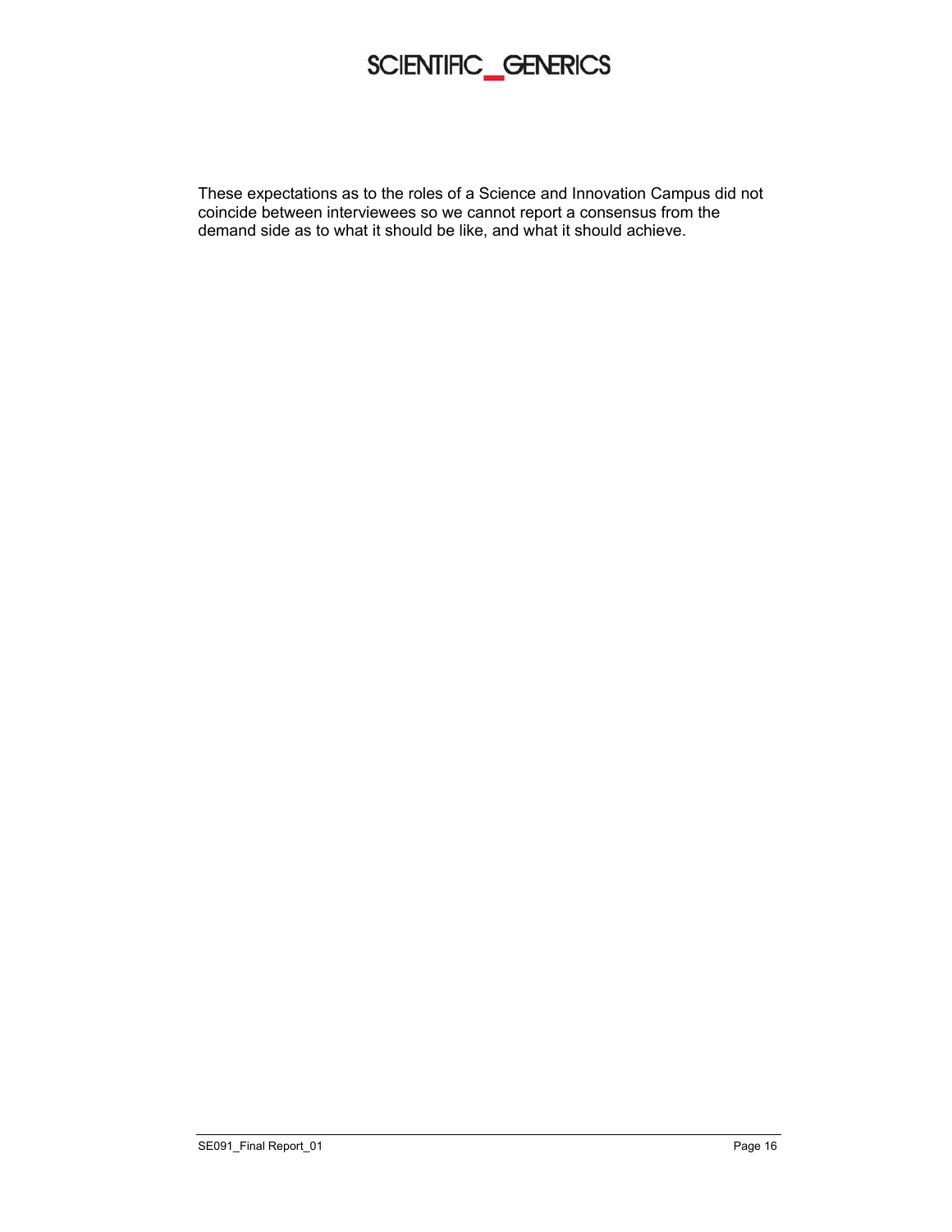These expectations as to the roles of a Science and Innovation Campus did not coincide between interviewees so we cannot report a consensus from the demand side as to what it should be like, and what it should achieve.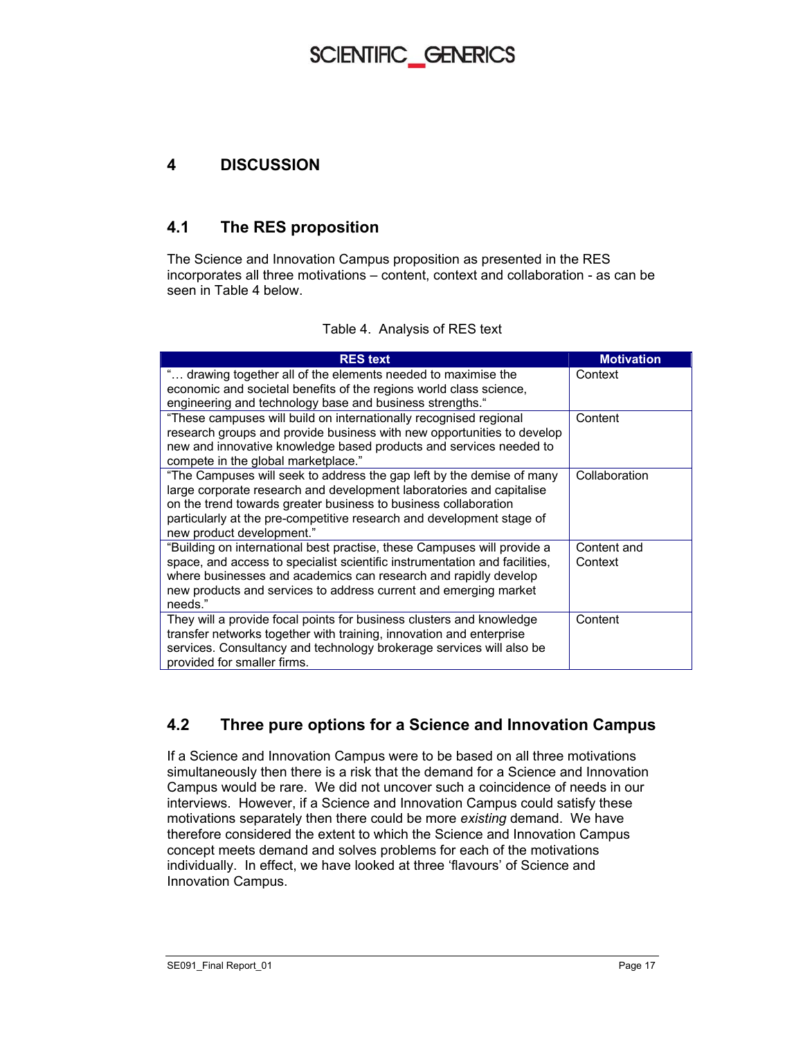# 4 DISCUSSION

## 4.1 The RES proposition

The Science and Innovation Campus proposition as presented in the RES incorporates all three motivations – content, context and collaboration - as can be seen in Table 4 below.

Table 4. Analysis of RES text

| RES text | Motivation |
| --- | --- |
| "… drawing together all of the elements needed to maximise the economic and societal benefits of the regions world class science, engineering and technology base and business strengths." | Context |
| "These campuses will build on internationally recognised regional research groups and provide business with new opportunities to develop new and innovative knowledge based products and services needed to compete in the global marketplace." | Content |
| "The Campuses will seek to address the gap left by the demise of many large corporate research and development laboratories and capitalise on the trend towards greater business to business collaboration particularly at the pre-competitive research and development stage of new product development." | Collaboration |
| "Building on international best practise, these Campuses will provide a space, and access to specialist scientific instrumentation and facilities, where businesses and academics can research and rapidly develop new products and services to address current and emerging market needs." | Content and Context |
| They will a provide focal points for business clusters and knowledge transfer networks together with training, innovation and enterprise services. Consultancy and technology brokerage services will also be provided for smaller firms. | Content |

## 4.2 Three pure options for a Science and Innovation Campus

If a Science and Innovation Campus were to be based on all three motivations simultaneously then there is a risk that the demand for a Science and Innovation Campus would be rare. We did not uncover such a coincidence of needs in our interviews. However, if a Science and Innovation Campus could satisfy these motivations separately then there could be more *existing* demand. We have therefore considered the extent to which the Science and Innovation Campus concept meets demand and solves problems for each of the motivations individually. In effect, we have looked at three 'flavours' of Science and Innovation Campus.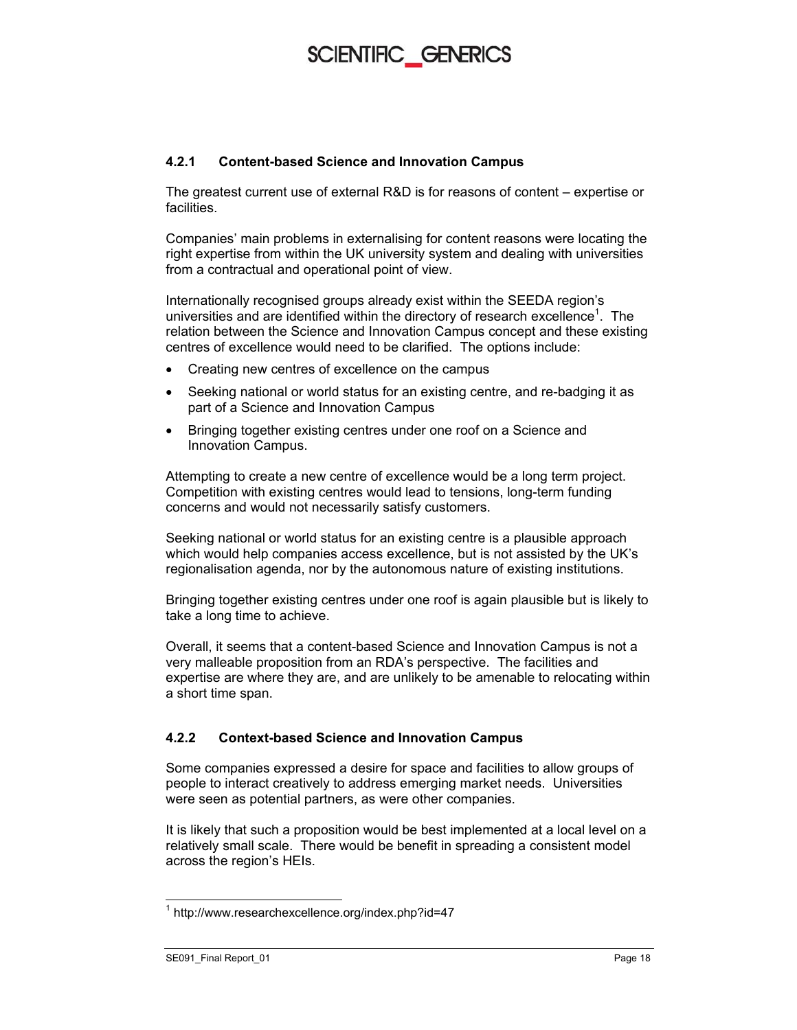### 4.2.1 Content-based Science and Innovation Campus

The greatest current use of external R&D is for reasons of content – expertise or facilities.

Companies' main problems in externalising for content reasons were locating the right expertise from within the UK university system and dealing with universities from a contractual and operational point of view.

Internationally recognised groups already exist within the SEEDA region's universities and are identified within the directory of research excellence[1]. The relation between the Science and Innovation Campus concept and these existing centres of excellence would need to be clarified. The options include:

- Creating new centres of excellence on the campus
- Seeking national or world status for an existing centre, and re-badging it as part of a Science and Innovation Campus
- Bringing together existing centres under one roof on a Science and Innovation Campus.

Attempting to create a new centre of excellence would be a long term project. Competition with existing centres would lead to tensions, long-term funding concerns and would not necessarily satisfy customers.

Seeking national or world status for an existing centre is a plausible approach which would help companies access excellence, but is not assisted by the UK's regionalisation agenda, nor by the autonomous nature of existing institutions.

Bringing together existing centres under one roof is again plausible but is likely to take a long time to achieve.

Overall, it seems that a content-based Science and Innovation Campus is not a very malleable proposition from an RDA's perspective. The facilities and expertise are where they are, and are unlikely to be amenable to relocating within a short time span.

### 4.2.2 Context-based Science and Innovation Campus

Some companies expressed a desire for space and facilities to allow groups of people to interact creatively to address emerging market needs. Universities were seen as potential partners, as were other companies.

It is likely that such a proposition would be best implemented at a local level on a relatively small scale. There would be benefit in spreading a consistent model across the region's HEIs.

---

[1] http://www.researchexcellence.org/index.php?id=47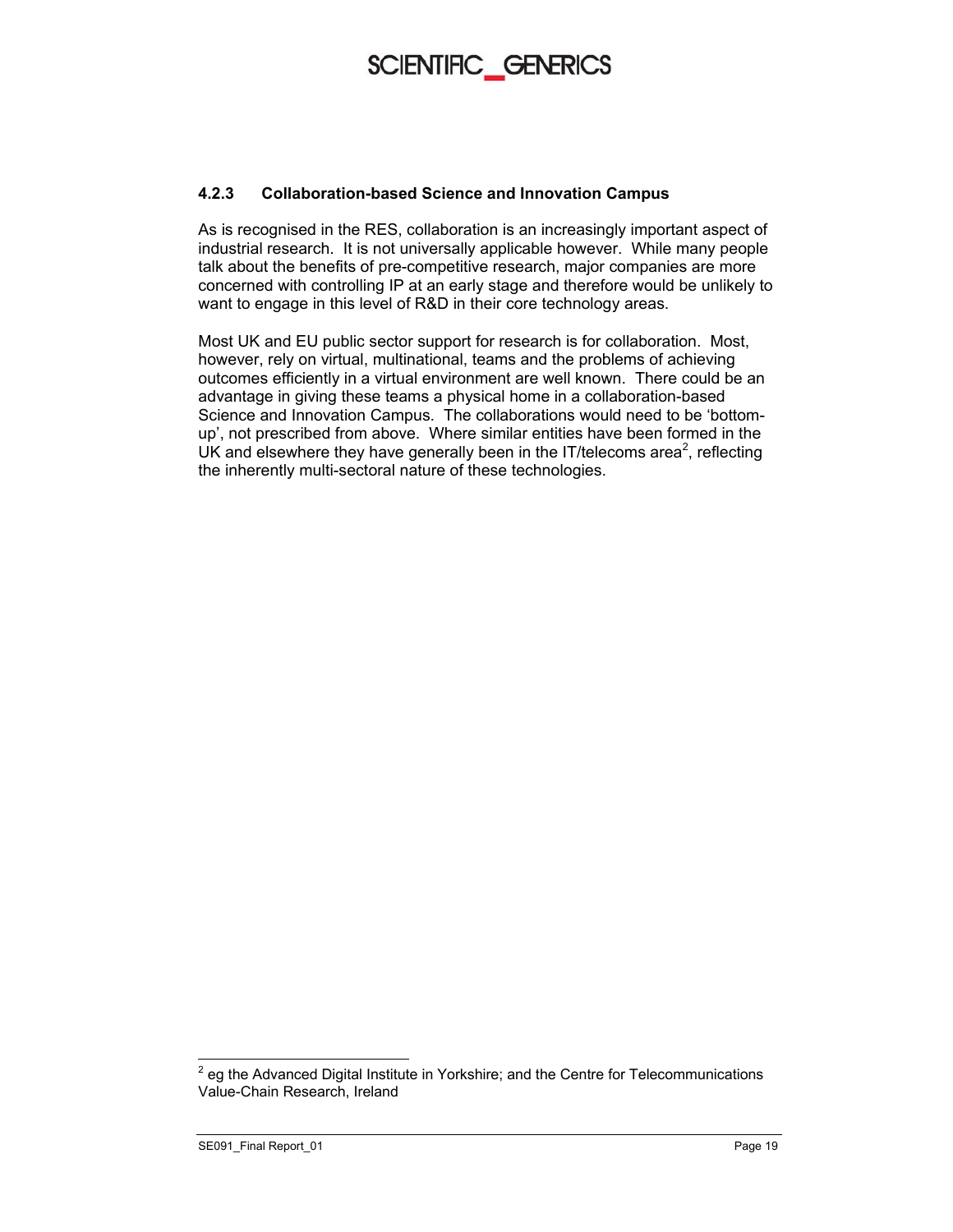### 4.2.3 Collaboration-based Science and Innovation Campus

As is recognised in the RES, collaboration is an increasingly important aspect of industrial research. It is not universally applicable however. While many people talk about the benefits of pre-competitive research, major companies are more concerned with controlling IP at an early stage and therefore would be unlikely to want to engage in this level of R&D in their core technology areas.

Most UK and EU public sector support for research is for collaboration. Most, however, rely on virtual, multinational, teams and the problems of achieving outcomes efficiently in a virtual environment are well known. There could be an advantage in giving these teams a physical home in a collaboration-based Science and Innovation Campus. The collaborations would need to be 'bottom-up', not prescribed from above. Where similar entities have been formed in the UK and elsewhere they have generally been in the IT/telecoms area[2], reflecting the inherently multi-sectoral nature of these technologies.

---

[2] eg the Advanced Digital Institute in Yorkshire; and the Centre for Telecommunications Value-Chain Research, Ireland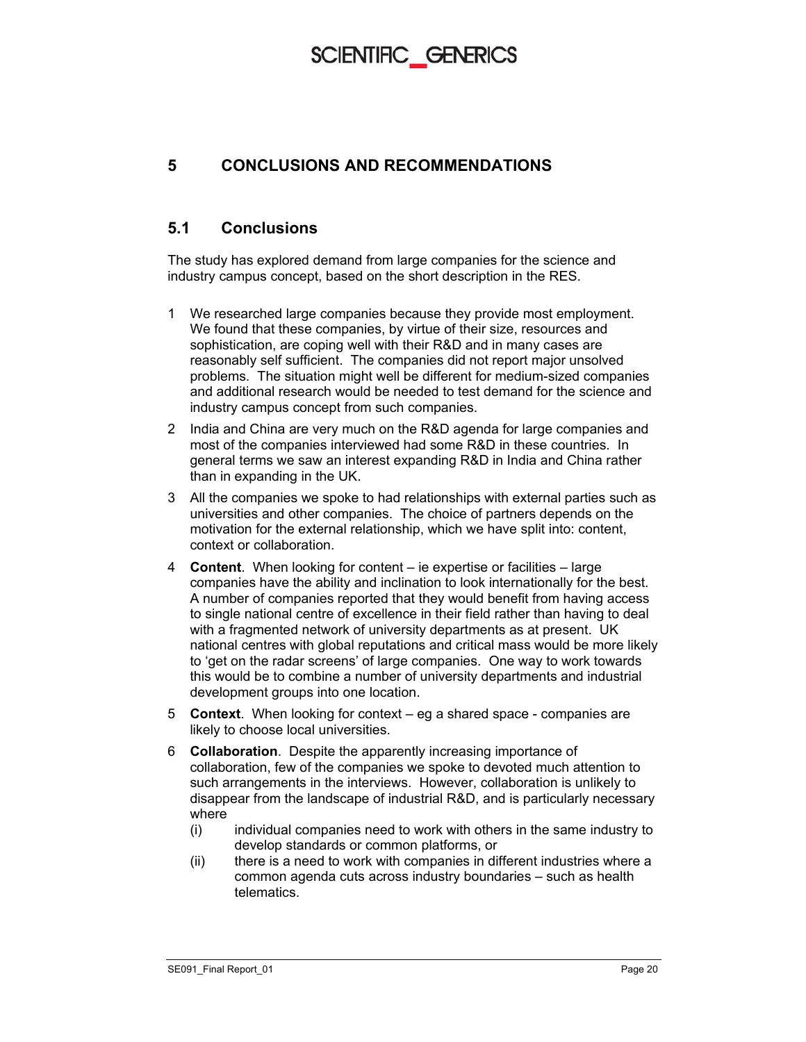# 5 CONCLUSIONS AND RECOMMENDATIONS

## 5.1 Conclusions

The study has explored demand from large companies for the science and industry campus concept, based on the short description in the RES.

1. We researched large companies because they provide most employment. We found that these companies, by virtue of their size, resources and sophistication, are coping well with their R&D and in many cases are reasonably self sufficient. The companies did not report major unsolved problems. The situation might well be different for medium-sized companies and additional research would be needed to test demand for the science and industry campus concept from such companies.
2. India and China are very much on the R&D agenda for large companies and most of the companies interviewed had some R&D in these countries. In general terms we saw an interest expanding R&D in India and China rather than in expanding in the UK.
3. All the companies we spoke to had relationships with external parties such as universities and other companies. The choice of partners depends on the motivation for the external relationship, which we have split into: content, context or collaboration.
4. **Content**. When looking for content – ie expertise or facilities – large companies have the ability and inclination to look internationally for the best. A number of companies reported that they would benefit from having access to single national centre of excellence in their field rather than having to deal with a fragmented network of university departments as at present. UK national centres with global reputations and critical mass would be more likely to 'get on the radar screens' of large companies. One way to work towards this would be to combine a number of university departments and industrial development groups into one location.
5. **Context**. When looking for context – eg a shared space - companies are likely to choose local universities.
6. **Collaboration**. Despite the apparently increasing importance of collaboration, few of the companies we spoke to devoted much attention to such arrangements in the interviews. However, collaboration is unlikely to disappear from the landscape of industrial R&D, and is particularly necessary where
   - (i) individual companies need to work with others in the same industry to develop standards or common platforms, or
   - (ii) there is a need to work with companies in different industries where a common agenda cuts across industry boundaries – such as health telematics.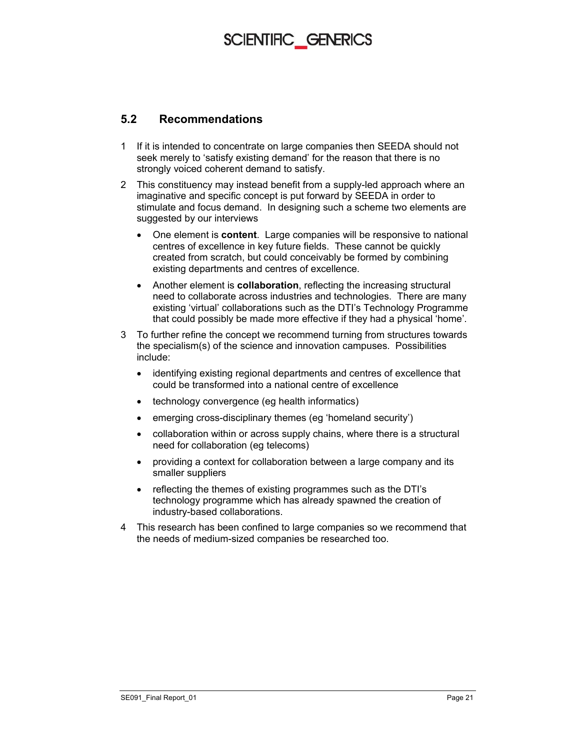## 5.2 Recommendations

1. If it is intended to concentrate on large companies then SEEDA should not seek merely to 'satisfy existing demand' for the reason that there is no strongly voiced coherent demand to satisfy.
2. This constituency may instead benefit from a supply-led approach where an imaginative and specific concept is put forward by SEEDA in order to stimulate and focus demand. In designing such a scheme two elements are suggested by our interviews
   - One element is **content**. Large companies will be responsive to national centres of excellence in key future fields. These cannot be quickly created from scratch, but could conceivably be formed by combining existing departments and centres of excellence.
   - Another element is **collaboration**, reflecting the increasing structural need to collaborate across industries and technologies. There are many existing 'virtual' collaborations such as the DTI's Technology Programme that could possibly be made more effective if they had a physical 'home'.
3. To further refine the concept we recommend turning from structures towards the specialism(s) of the science and innovation campuses. Possibilities include:
   - identifying existing regional departments and centres of excellence that could be transformed into a national centre of excellence
   - technology convergence (eg health informatics)
   - emerging cross-disciplinary themes (eg 'homeland security')
   - collaboration within or across supply chains, where there is a structural need for collaboration (eg telecoms)
   - providing a context for collaboration between a large company and its smaller suppliers
   - reflecting the themes of existing programmes such as the DTI's technology programme which has already spawned the creation of industry-based collaborations.
4. This research has been confined to large companies so we recommend that the needs of medium-sized companies be researched too.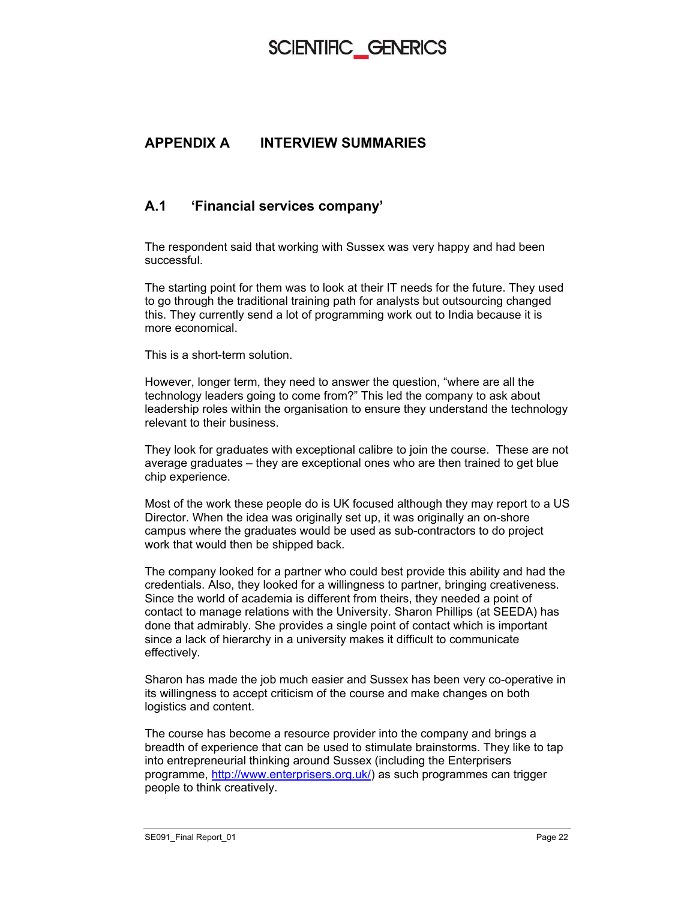# APPENDIX A INTERVIEW SUMMARIES

## A.1 'Financial services company'

The respondent said that working with Sussex was very happy and had been successful.

The starting point for them was to look at their IT needs for the future. They used to go through the traditional training path for analysts but outsourcing changed this. They currently send a lot of programming work out to India because it is more economical.

This is a short-term solution.

However, longer term, they need to answer the question, "where are all the technology leaders going to come from?" This led the company to ask about leadership roles within the organisation to ensure they understand the technology relevant to their business.

They look for graduates with exceptional calibre to join the course. These are not average graduates – they are exceptional ones who are then trained to get blue chip experience.

Most of the work these people do is UK focused although they may report to a US Director. When the idea was originally set up, it was originally an on-shore campus where the graduates would be used as sub-contractors to do project work that would then be shipped back.

The company looked for a partner who could best provide this ability and had the credentials. Also, they looked for a willingness to partner, bringing creativeness. Since the world of academia is different from theirs, they needed a point of contact to manage relations with the University. Sharon Phillips (at SEEDA) has done that admirably. She provides a single point of contact which is important since a lack of hierarchy in a university makes it difficult to communicate effectively.

Sharon has made the job much easier and Sussex has been very co-operative in its willingness to accept criticism of the course and make changes on both logistics and content.

The course has become a resource provider into the company and brings a breadth of experience that can be used to stimulate brainstorms. They like to tap into entrepreneurial thinking around Sussex (including the Enterprisers programme, http://www.enterprisers.org.uk/) as such programmes can trigger people to think creatively.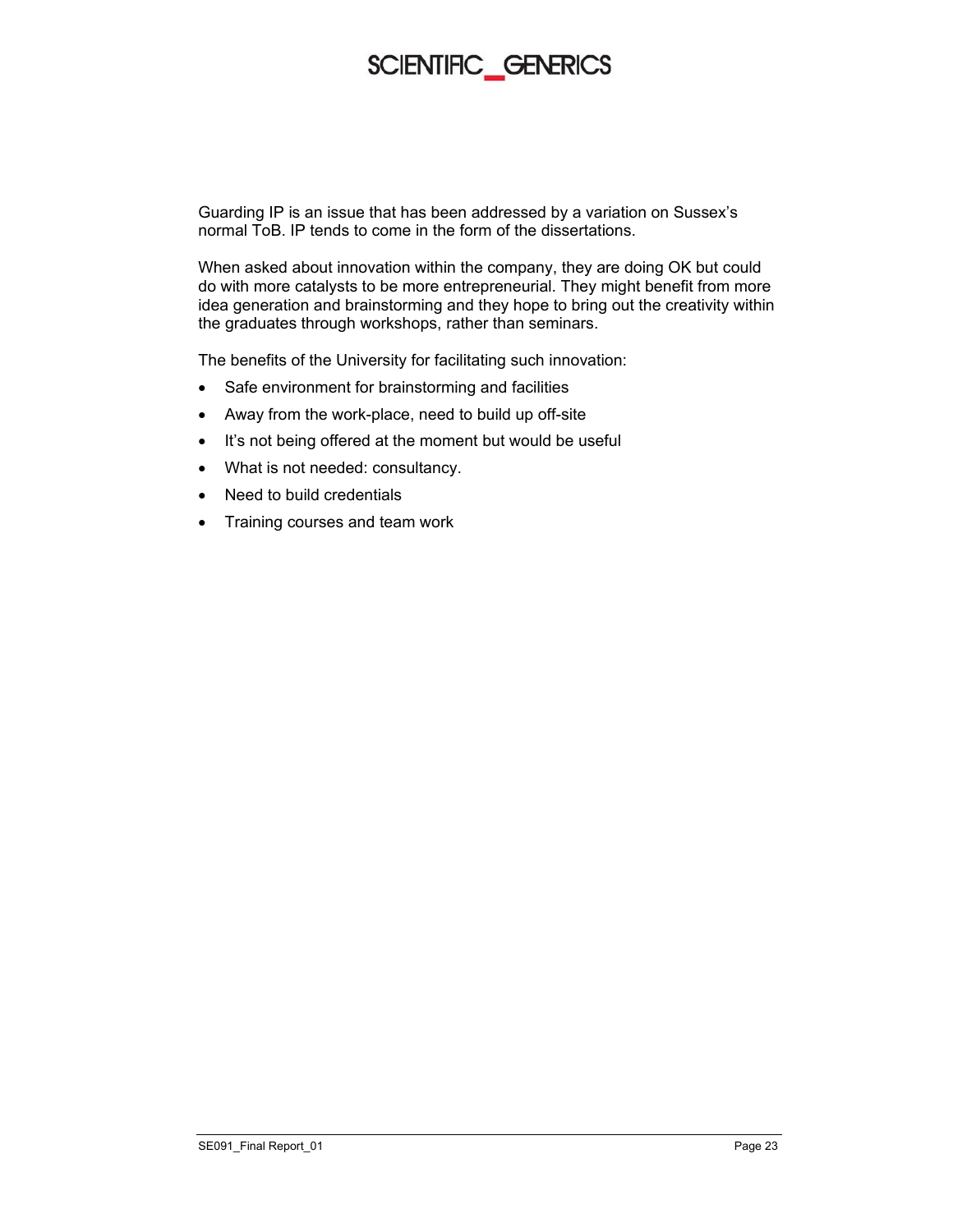Guarding IP is an issue that has been addressed by a variation on Sussex's normal ToB. IP tends to come in the form of the dissertations.

When asked about innovation within the company, they are doing OK but could do with more catalysts to be more entrepreneurial. They might benefit from more idea generation and brainstorming and they hope to bring out the creativity within the graduates through workshops, rather than seminars.

The benefits of the University for facilitating such innovation:

- Safe environment for brainstorming and facilities
- Away from the work-place, need to build up off-site
- It's not being offered at the moment but would be useful
- What is not needed: consultancy.
- Need to build credentials
- Training courses and team work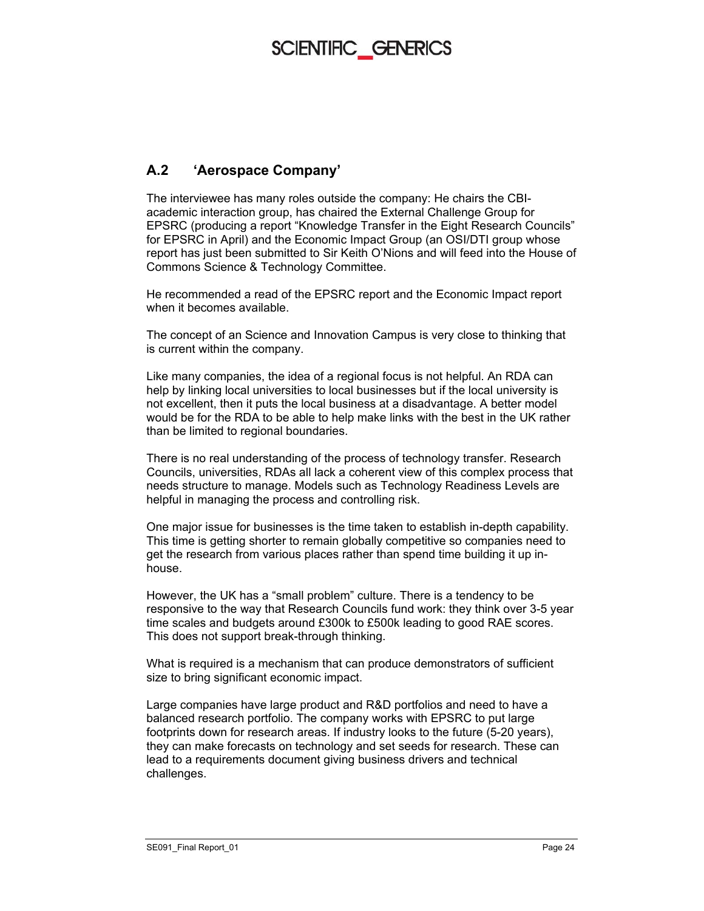## A.2 'Aerospace Company'

The interviewee has many roles outside the company: He chairs the CBI-academic interaction group, has chaired the External Challenge Group for EPSRC (producing a report "Knowledge Transfer in the Eight Research Councils" for EPSRC in April) and the Economic Impact Group (an OSI/DTI group whose report has just been submitted to Sir Keith O'Nions and will feed into the House of Commons Science & Technology Committee.

He recommended a read of the EPSRC report and the Economic Impact report when it becomes available.

The concept of an Science and Innovation Campus is very close to thinking that is current within the company.

Like many companies, the idea of a regional focus is not helpful. An RDA can help by linking local universities to local businesses but if the local university is not excellent, then it puts the local business at a disadvantage. A better model would be for the RDA to be able to help make links with the best in the UK rather than be limited to regional boundaries.

There is no real understanding of the process of technology transfer. Research Councils, universities, RDAs all lack a coherent view of this complex process that needs structure to manage. Models such as Technology Readiness Levels are helpful in managing the process and controlling risk.

One major issue for businesses is the time taken to establish in-depth capability. This time is getting shorter to remain globally competitive so companies need to get the research from various places rather than spend time building it up in-house.

However, the UK has a "small problem" culture. There is a tendency to be responsive to the way that Research Councils fund work: they think over 3-5 year time scales and budgets around £300k to £500k leading to good RAE scores. This does not support break-through thinking.

What is required is a mechanism that can produce demonstrators of sufficient size to bring significant economic impact.

Large companies have large product and R&D portfolios and need to have a balanced research portfolio. The company works with EPSRC to put large footprints down for research areas. If industry looks to the future (5-20 years), they can make forecasts on technology and set seeds for research. These can lead to a requirements document giving business drivers and technical challenges.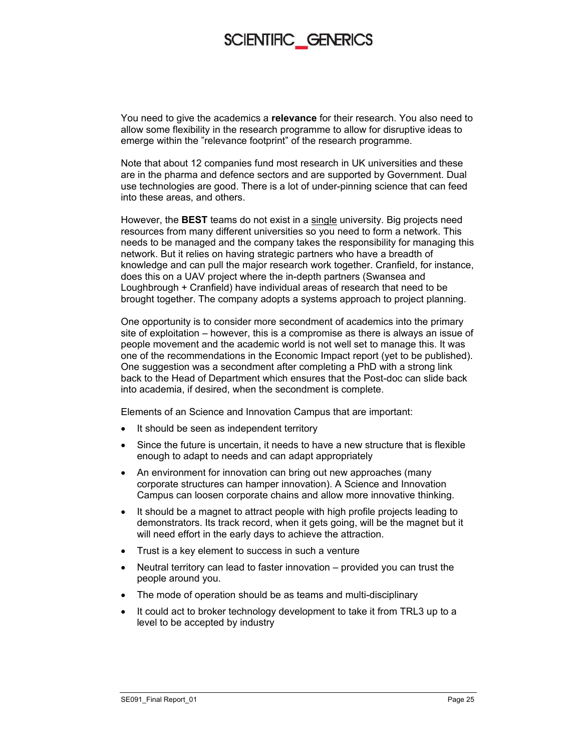You need to give the academics a **relevance** for their research. You also need to allow some flexibility in the research programme to allow for disruptive ideas to emerge within the "relevance footprint" of the research programme.

Note that about 12 companies fund most research in UK universities and these are in the pharma and defence sectors and are supported by Government. Dual use technologies are good. There is a lot of under-pinning science that can feed into these areas, and others.

However, the **BEST** teams do not exist in a single university. Big projects need resources from many different universities so you need to form a network. This needs to be managed and the company takes the responsibility for managing this network. But it relies on having strategic partners who have a breadth of knowledge and can pull the major research work together. Cranfield, for instance, does this on a UAV project where the in-depth partners (Swansea and Loughbrough + Cranfield) have individual areas of research that need to be brought together. The company adopts a systems approach to project planning.

One opportunity is to consider more secondment of academics into the primary site of exploitation – however, this is a compromise as there is always an issue of people movement and the academic world is not well set to manage this. It was one of the recommendations in the Economic Impact report (yet to be published). One suggestion was a secondment after completing a PhD with a strong link back to the Head of Department which ensures that the Post-doc can slide back into academia, if desired, when the secondment is complete.

Elements of an Science and Innovation Campus that are important:

- It should be seen as independent territory
- Since the future is uncertain, it needs to have a new structure that is flexible enough to adapt to needs and can adapt appropriately
- An environment for innovation can bring out new approaches (many corporate structures can hamper innovation). A Science and Innovation Campus can loosen corporate chains and allow more innovative thinking.
- It should be a magnet to attract people with high profile projects leading to demonstrators. Its track record, when it gets going, will be the magnet but it will need effort in the early days to achieve the attraction.
- Trust is a key element to success in such a venture
- Neutral territory can lead to faster innovation – provided you can trust the people around you.
- The mode of operation should be as teams and multi-disciplinary
- It could act to broker technology development to take it from TRL3 up to a level to be accepted by industry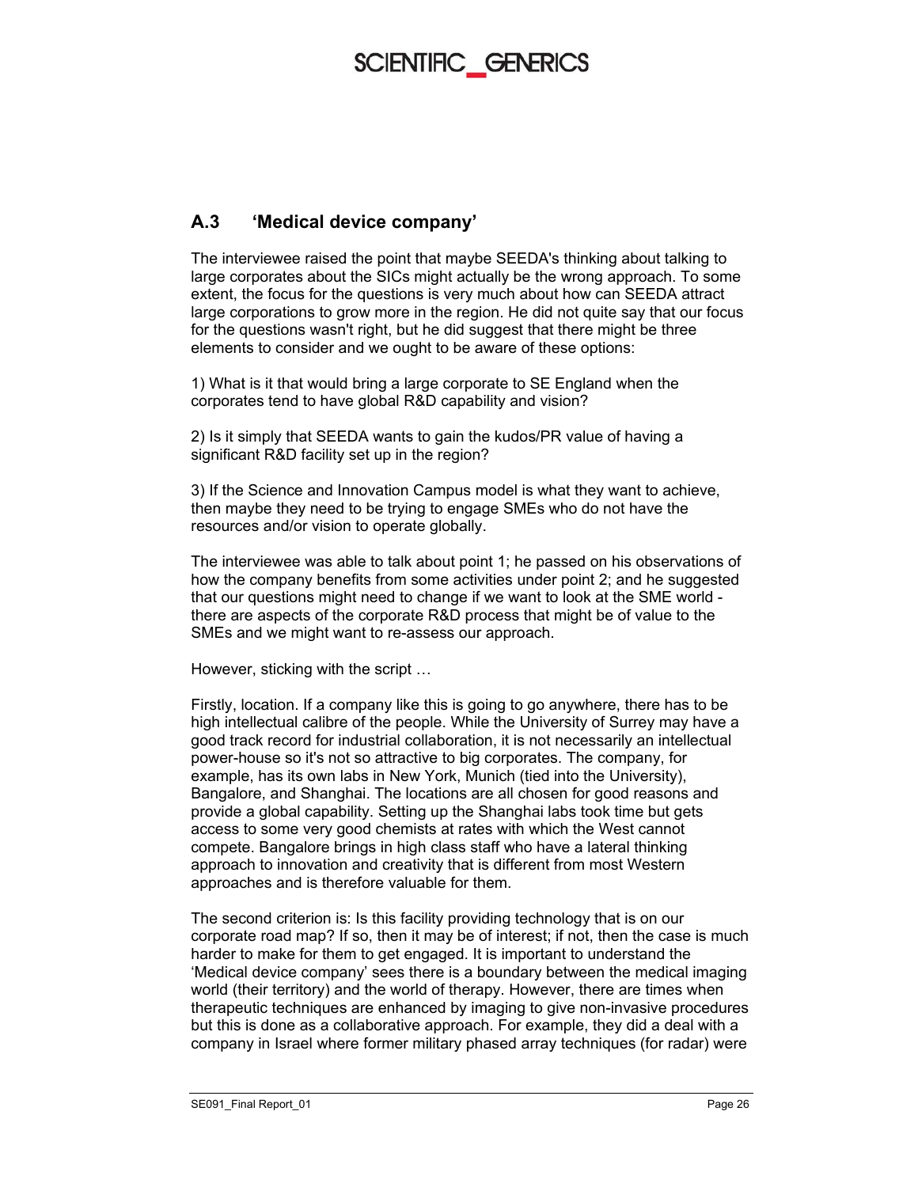## A.3 'Medical device company'

The interviewee raised the point that maybe SEEDA's thinking about talking to large corporates about the SICs might actually be the wrong approach. To some extent, the focus for the questions is very much about how can SEEDA attract large corporations to grow more in the region. He did not quite say that our focus for the questions wasn't right, but he did suggest that there might be three elements to consider and we ought to be aware of these options:

1) What is it that would bring a large corporate to SE England when the corporates tend to have global R&D capability and vision?

2) Is it simply that SEEDA wants to gain the kudos/PR value of having a significant R&D facility set up in the region?

3) If the Science and Innovation Campus model is what they want to achieve, then maybe they need to be trying to engage SMEs who do not have the resources and/or vision to operate globally.

The interviewee was able to talk about point 1; he passed on his observations of how the company benefits from some activities under point 2; and he suggested that our questions might need to change if we want to look at the SME world - there are aspects of the corporate R&D process that might be of value to the SMEs and we might want to re-assess our approach.

However, sticking with the script …

Firstly, location. If a company like this is going to go anywhere, there has to be high intellectual calibre of the people. While the University of Surrey may have a good track record for industrial collaboration, it is not necessarily an intellectual power-house so it's not so attractive to big corporates. The company, for example, has its own labs in New York, Munich (tied into the University), Bangalore, and Shanghai. The locations are all chosen for good reasons and provide a global capability. Setting up the Shanghai labs took time but gets access to some very good chemists at rates with which the West cannot compete. Bangalore brings in high class staff who have a lateral thinking approach to innovation and creativity that is different from most Western approaches and is therefore valuable for them.

The second criterion is: Is this facility providing technology that is on our corporate road map? If so, then it may be of interest; if not, then the case is much harder to make for them to get engaged. It is important to understand the 'Medical device company' sees there is a boundary between the medical imaging world (their territory) and the world of therapy. However, there are times when therapeutic techniques are enhanced by imaging to give non-invasive procedures but this is done as a collaborative approach. For example, they did a deal with a company in Israel where former military phased array techniques (for radar) were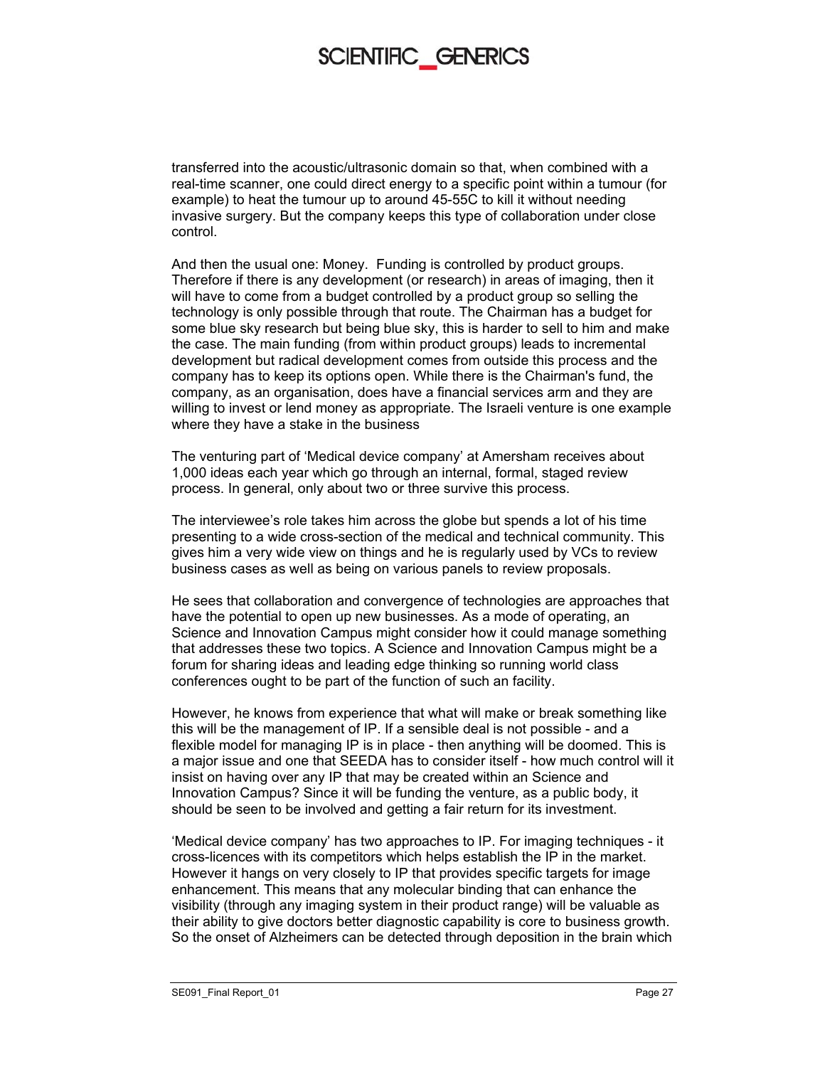transferred into the acoustic/ultrasonic domain so that, when combined with a real-time scanner, one could direct energy to a specific point within a tumour (for example) to heat the tumour up to around 45-55C to kill it without needing invasive surgery. But the company keeps this type of collaboration under close control.

And then the usual one: Money. Funding is controlled by product groups. Therefore if there is any development (or research) in areas of imaging, then it will have to come from a budget controlled by a product group so selling the technology is only possible through that route. The Chairman has a budget for some blue sky research but being blue sky, this is harder to sell to him and make the case. The main funding (from within product groups) leads to incremental development but radical development comes from outside this process and the company has to keep its options open. While there is the Chairman's fund, the company, as an organisation, does have a financial services arm and they are willing to invest or lend money as appropriate. The Israeli venture is one example where they have a stake in the business

The venturing part of 'Medical device company' at Amersham receives about 1,000 ideas each year which go through an internal, formal, staged review process. In general, only about two or three survive this process.

The interviewee's role takes him across the globe but spends a lot of his time presenting to a wide cross-section of the medical and technical community. This gives him a very wide view on things and he is regularly used by VCs to review business cases as well as being on various panels to review proposals.

He sees that collaboration and convergence of technologies are approaches that have the potential to open up new businesses. As a mode of operating, an Science and Innovation Campus might consider how it could manage something that addresses these two topics. A Science and Innovation Campus might be a forum for sharing ideas and leading edge thinking so running world class conferences ought to be part of the function of such an facility.

However, he knows from experience that what will make or break something like this will be the management of IP. If a sensible deal is not possible - and a flexible model for managing IP is in place - then anything will be doomed. This is a major issue and one that SEEDA has to consider itself - how much control will it insist on having over any IP that may be created within an Science and Innovation Campus? Since it will be funding the venture, as a public body, it should be seen to be involved and getting a fair return for its investment.

'Medical device company' has two approaches to IP. For imaging techniques - it cross-licences with its competitors which helps establish the IP in the market. However it hangs on very closely to IP that provides specific targets for image enhancement. This means that any molecular binding that can enhance the visibility (through any imaging system in their product range) will be valuable as their ability to give doctors better diagnostic capability is core to business growth. So the onset of Alzheimers can be detected through deposition in the brain which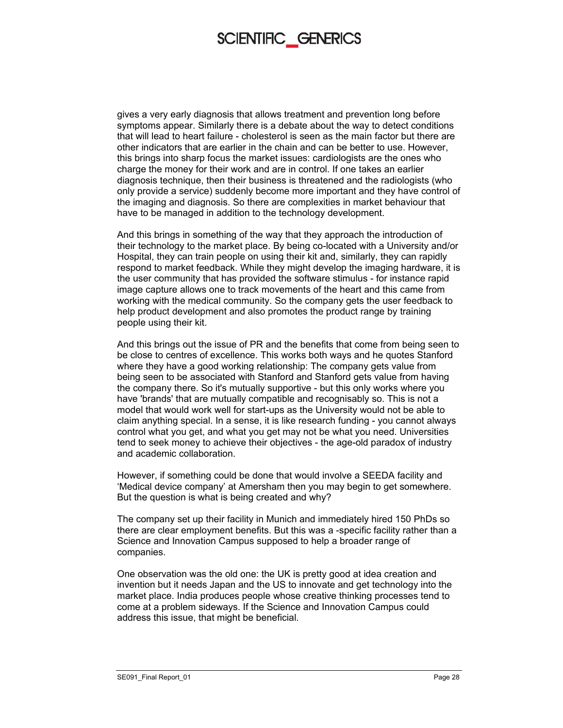gives a very early diagnosis that allows treatment and prevention long before symptoms appear. Similarly there is a debate about the way to detect conditions that will lead to heart failure - cholesterol is seen as the main factor but there are other indicators that are earlier in the chain and can be better to use. However, this brings into sharp focus the market issues: cardiologists are the ones who charge the money for their work and are in control. If one takes an earlier diagnosis technique, then their business is threatened and the radiologists (who only provide a service) suddenly become more important and they have control of the imaging and diagnosis. So there are complexities in market behaviour that have to be managed in addition to the technology development.

And this brings in something of the way that they approach the introduction of their technology to the market place. By being co-located with a University and/or Hospital, they can train people on using their kit and, similarly, they can rapidly respond to market feedback. While they might develop the imaging hardware, it is the user community that has provided the software stimulus - for instance rapid image capture allows one to track movements of the heart and this came from working with the medical community. So the company gets the user feedback to help product development and also promotes the product range by training people using their kit.

And this brings out the issue of PR and the benefits that come from being seen to be close to centres of excellence. This works both ways and he quotes Stanford where they have a good working relationship: The company gets value from being seen to be associated with Stanford and Stanford gets value from having the company there. So it's mutually supportive - but this only works where you have 'brands' that are mutually compatible and recognisably so. This is not a model that would work well for start-ups as the University would not be able to claim anything special. In a sense, it is like research funding - you cannot always control what you get, and what you get may not be what you need. Universities tend to seek money to achieve their objectives - the age-old paradox of industry and academic collaboration.

However, if something could be done that would involve a SEEDA facility and 'Medical device company' at Amersham then you may begin to get somewhere. But the question is what is being created and why?

The company set up their facility in Munich and immediately hired 150 PhDs so there are clear employment benefits. But this was a -specific facility rather than a Science and Innovation Campus supposed to help a broader range of companies.

One observation was the old one: the UK is pretty good at idea creation and invention but it needs Japan and the US to innovate and get technology into the market place. India produces people whose creative thinking processes tend to come at a problem sideways. If the Science and Innovation Campus could address this issue, that might be beneficial.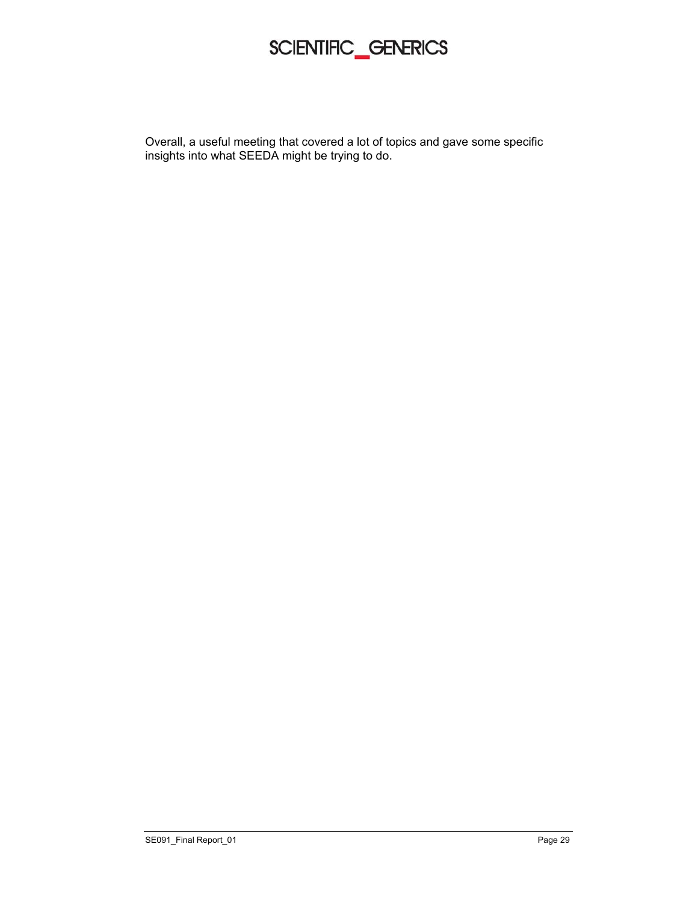Overall, a useful meeting that covered a lot of topics and gave some specific insights into what SEEDA might be trying to do.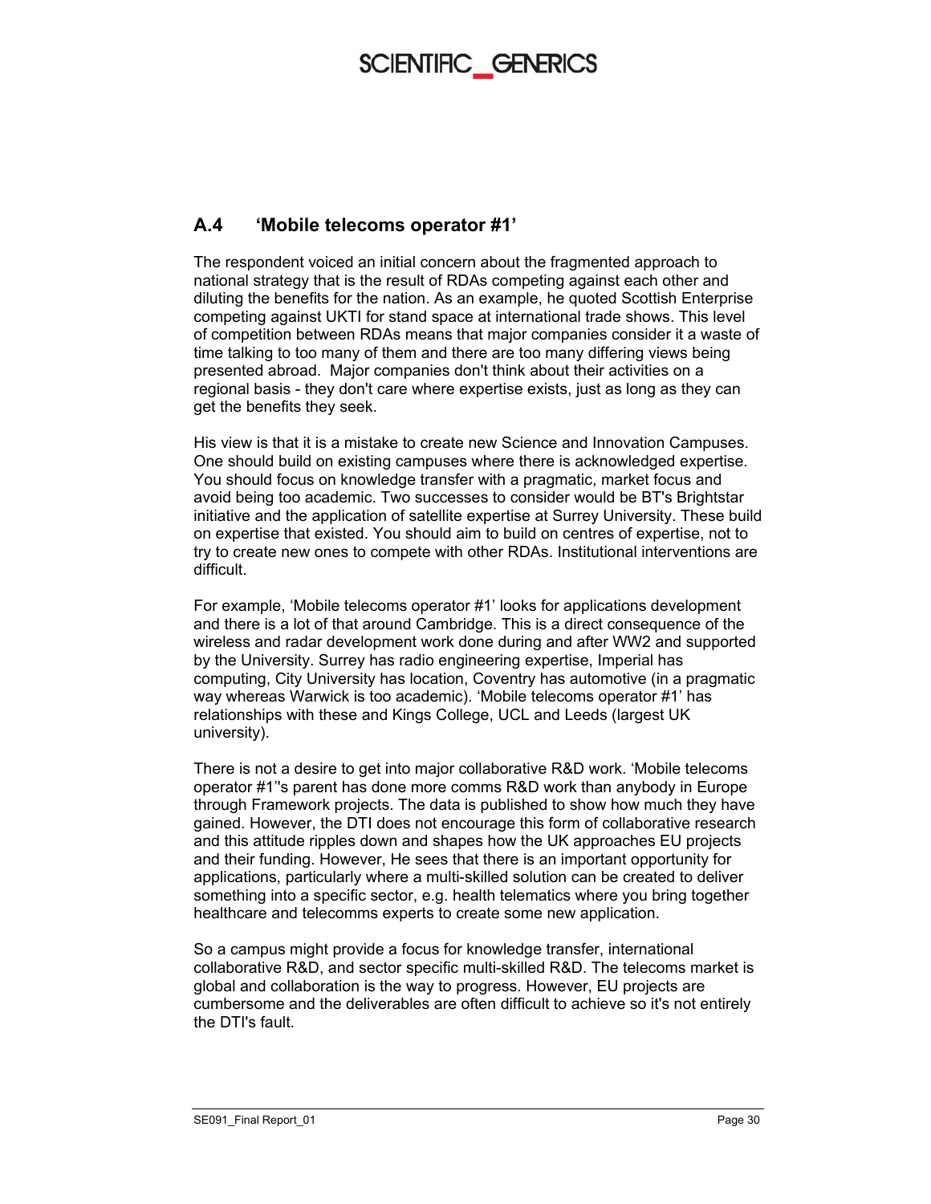## A.4 'Mobile telecoms operator #1'

The respondent voiced an initial concern about the fragmented approach to national strategy that is the result of RDAs competing against each other and diluting the benefits for the nation. As an example, he quoted Scottish Enterprise competing against UKTI for stand space at international trade shows. This level of competition between RDAs means that major companies consider it a waste of time talking to too many of them and there are too many differing views being presented abroad. Major companies don't think about their activities on a regional basis - they don't care where expertise exists, just as long as they can get the benefits they seek.

His view is that it is a mistake to create new Science and Innovation Campuses. One should build on existing campuses where there is acknowledged expertise. You should focus on knowledge transfer with a pragmatic, market focus and avoid being too academic. Two successes to consider would be BT's Brightstar initiative and the application of satellite expertise at Surrey University. These build on expertise that existed. You should aim to build on centres of expertise, not to try to create new ones to compete with other RDAs. Institutional interventions are difficult.

For example, 'Mobile telecoms operator #1' looks for applications development and there is a lot of that around Cambridge. This is a direct consequence of the wireless and radar development work done during and after WW2 and supported by the University. Surrey has radio engineering expertise, Imperial has computing, City University has location, Coventry has automotive (in a pragmatic way whereas Warwick is too academic). 'Mobile telecoms operator #1' has relationships with these and Kings College, UCL and Leeds (largest UK university).

There is not a desire to get into major collaborative R&D work. 'Mobile telecoms operator #1''s parent has done more comms R&D work than anybody in Europe through Framework projects. The data is published to show how much they have gained. However, the DTI does not encourage this form of collaborative research and this attitude ripples down and shapes how the UK approaches EU projects and their funding. However, He sees that there is an important opportunity for applications, particularly where a multi-skilled solution can be created to deliver something into a specific sector, e.g. health telematics where you bring together healthcare and telecomms experts to create some new application.

So a campus might provide a focus for knowledge transfer, international collaborative R&D, and sector specific multi-skilled R&D. The telecoms market is global and collaboration is the way to progress. However, EU projects are cumbersome and the deliverables are often difficult to achieve so it's not entirely the DTI's fault.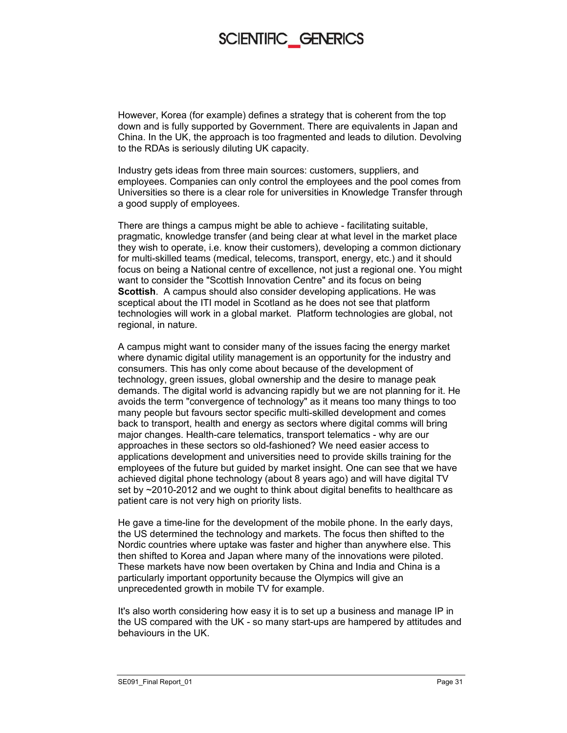However, Korea (for example) defines a strategy that is coherent from the top down and is fully supported by Government. There are equivalents in Japan and China. In the UK, the approach is too fragmented and leads to dilution. Devolving to the RDAs is seriously diluting UK capacity.

Industry gets ideas from three main sources: customers, suppliers, and employees. Companies can only control the employees and the pool comes from Universities so there is a clear role for universities in Knowledge Transfer through a good supply of employees.

There are things a campus might be able to achieve - facilitating suitable, pragmatic, knowledge transfer (and being clear at what level in the market place they wish to operate, i.e. know their customers), developing a common dictionary for multi-skilled teams (medical, telecoms, transport, energy, etc.) and it should focus on being a National centre of excellence, not just a regional one. You might want to consider the "Scottish Innovation Centre" and its focus on being **Scottish**. A campus should also consider developing applications. He was sceptical about the ITI model in Scotland as he does not see that platform technologies will work in a global market. Platform technologies are global, not regional, in nature.

A campus might want to consider many of the issues facing the energy market where dynamic digital utility management is an opportunity for the industry and consumers. This has only come about because of the development of technology, green issues, global ownership and the desire to manage peak demands. The digital world is advancing rapidly but we are not planning for it. He avoids the term "convergence of technology" as it means too many things to too many people but favours sector specific multi-skilled development and comes back to transport, health and energy as sectors where digital comms will bring major changes. Health-care telematics, transport telematics - why are our approaches in these sectors so old-fashioned? We need easier access to applications development and universities need to provide skills training for the employees of the future but guided by market insight. One can see that we have achieved digital phone technology (about 8 years ago) and will have digital TV set by ~2010-2012 and we ought to think about digital benefits to healthcare as patient care is not very high on priority lists.

He gave a time-line for the development of the mobile phone. In the early days, the US determined the technology and markets. The focus then shifted to the Nordic countries where uptake was faster and higher than anywhere else. This then shifted to Korea and Japan where many of the innovations were piloted. These markets have now been overtaken by China and India and China is a particularly important opportunity because the Olympics will give an unprecedented growth in mobile TV for example.

It's also worth considering how easy it is to set up a business and manage IP in the US compared with the UK - so many start-ups are hampered by attitudes and behaviours in the UK.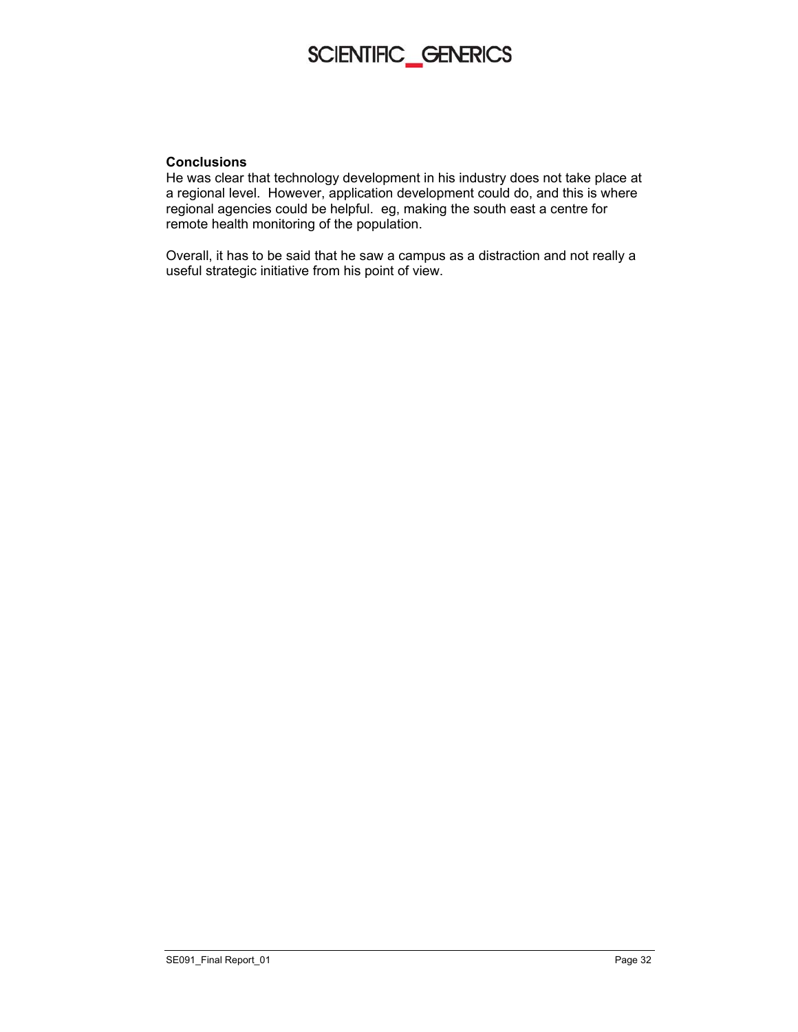**Conclusions**

He was clear that technology development in his industry does not take place at a regional level. However, application development could do, and this is where regional agencies could be helpful. eg, making the south east a centre for remote health monitoring of the population.

Overall, it has to be said that he saw a campus as a distraction and not really a useful strategic initiative from his point of view.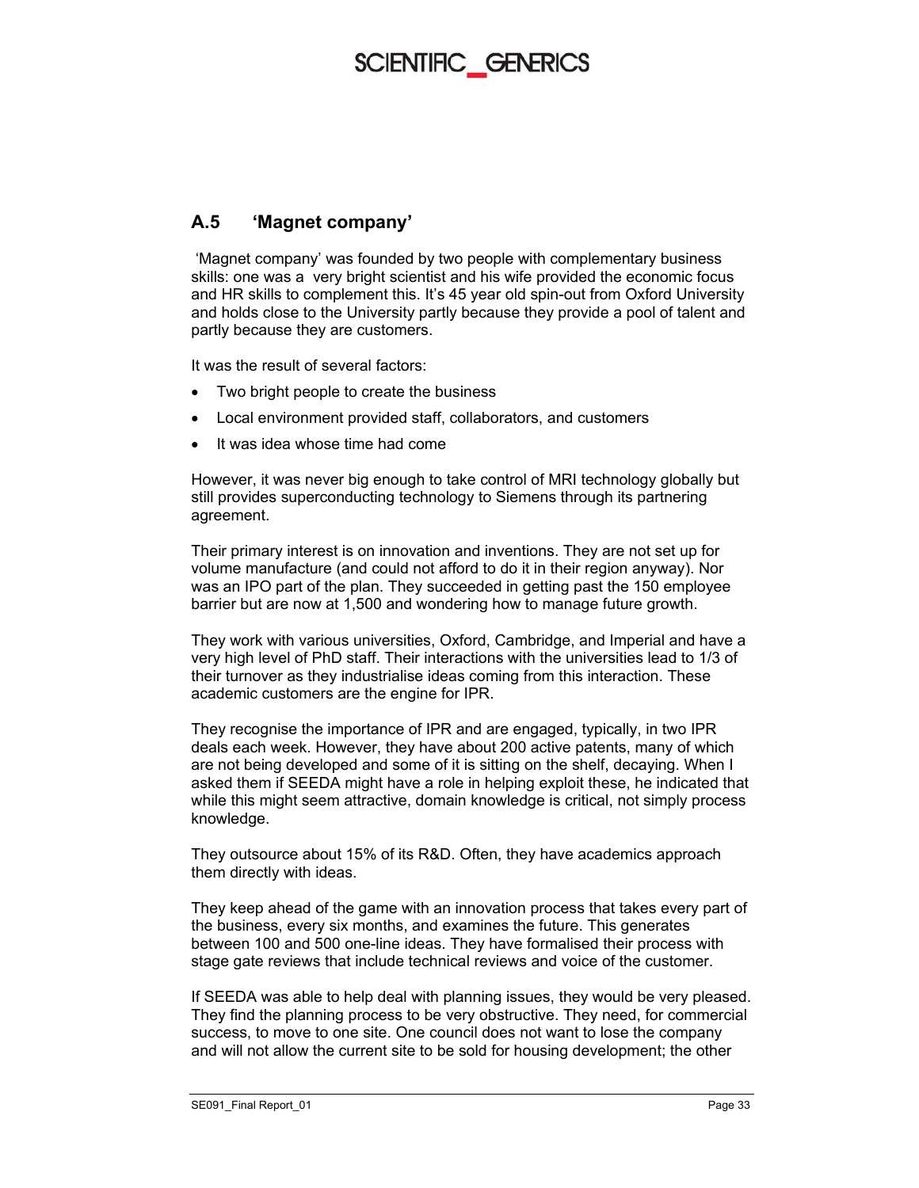## A.5 'Magnet company'

'Magnet company' was founded by two people with complementary business skills: one was a very bright scientist and his wife provided the economic focus and HR skills to complement this. It's 45 year old spin-out from Oxford University and holds close to the University partly because they provide a pool of talent and partly because they are customers.

It was the result of several factors:

- Two bright people to create the business
- Local environment provided staff, collaborators, and customers
- It was idea whose time had come

However, it was never big enough to take control of MRI technology globally but still provides superconducting technology to Siemens through its partnering agreement.

Their primary interest is on innovation and inventions. They are not set up for volume manufacture (and could not afford to do it in their region anyway). Nor was an IPO part of the plan. They succeeded in getting past the 150 employee barrier but are now at 1,500 and wondering how to manage future growth.

They work with various universities, Oxford, Cambridge, and Imperial and have a very high level of PhD staff. Their interactions with the universities lead to 1/3 of their turnover as they industrialise ideas coming from this interaction. These academic customers are the engine for IPR.

They recognise the importance of IPR and are engaged, typically, in two IPR deals each week. However, they have about 200 active patents, many of which are not being developed and some of it is sitting on the shelf, decaying. When I asked them if SEEDA might have a role in helping exploit these, he indicated that while this might seem attractive, domain knowledge is critical, not simply process knowledge.

They outsource about 15% of its R&D. Often, they have academics approach them directly with ideas.

They keep ahead of the game with an innovation process that takes every part of the business, every six months, and examines the future. This generates between 100 and 500 one-line ideas. They have formalised their process with stage gate reviews that include technical reviews and voice of the customer.

If SEEDA was able to help deal with planning issues, they would be very pleased. They find the planning process to be very obstructive. They need, for commercial success, to move to one site. One council does not want to lose the company and will not allow the current site to be sold for housing development; the other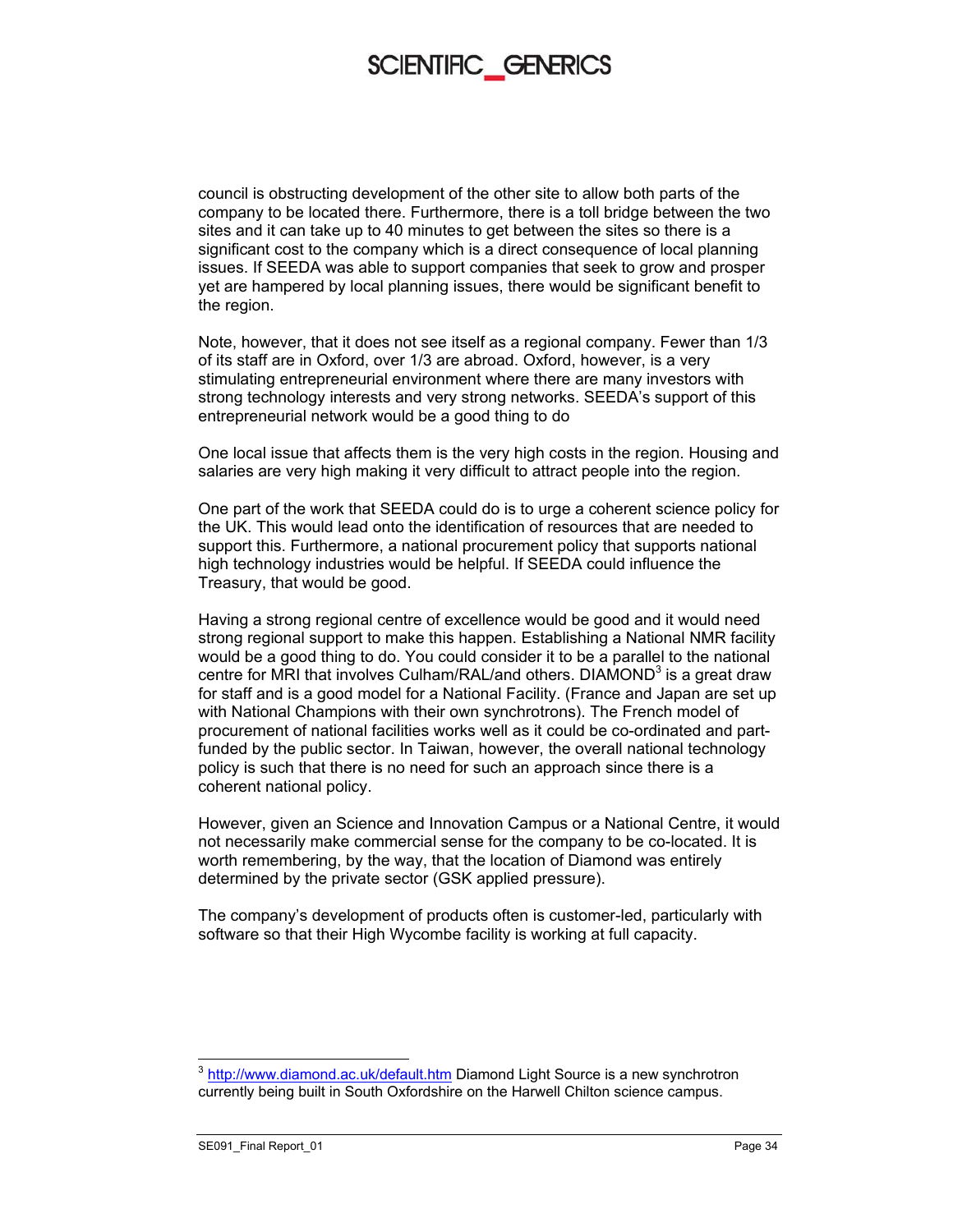council is obstructing development of the other site to allow both parts of the company to be located there. Furthermore, there is a toll bridge between the two sites and it can take up to 40 minutes to get between the sites so there is a significant cost to the company which is a direct consequence of local planning issues. If SEEDA was able to support companies that seek to grow and prosper yet are hampered by local planning issues, there would be significant benefit to the region.

Note, however, that it does not see itself as a regional company. Fewer than 1/3 of its staff are in Oxford, over 1/3 are abroad. Oxford, however, is a very stimulating entrepreneurial environment where there are many investors with strong technology interests and very strong networks. SEEDA's support of this entrepreneurial network would be a good thing to do

One local issue that affects them is the very high costs in the region. Housing and salaries are very high making it very difficult to attract people into the region.

One part of the work that SEEDA could do is to urge a coherent science policy for the UK. This would lead onto the identification of resources that are needed to support this. Furthermore, a national procurement policy that supports national high technology industries would be helpful. If SEEDA could influence the Treasury, that would be good.

Having a strong regional centre of excellence would be good and it would need strong regional support to make this happen. Establishing a National NMR facility would be a good thing to do. You could consider it to be a parallel to the national centre for MRI that involves Culham/RAL/and others. DIAMOND[3] is a great draw for staff and is a good model for a National Facility. (France and Japan are set up with National Champions with their own synchrotrons). The French model of procurement of national facilities works well as it could be co-ordinated and part-funded by the public sector. In Taiwan, however, the overall national technology policy is such that there is no need for such an approach since there is a coherent national policy.

However, given an Science and Innovation Campus or a National Centre, it would not necessarily make commercial sense for the company to be co-located. It is worth remembering, by the way, that the location of Diamond was entirely determined by the private sector (GSK applied pressure).

The company's development of products often is customer-led, particularly with software so that their High Wycombe facility is working at full capacity.

---

[3] http://www.diamond.ac.uk/default.htm Diamond Light Source is a new synchrotron currently being built in South Oxfordshire on the Harwell Chilton science campus.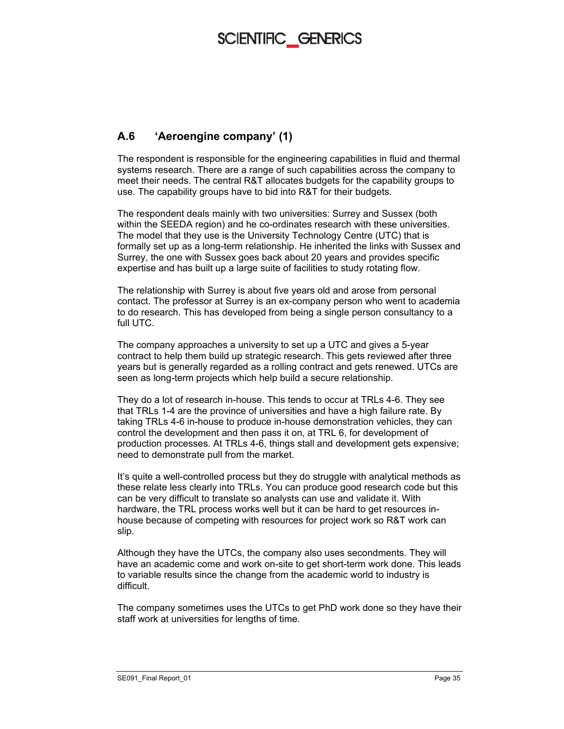## A.6 'Aeroengine company' (1)

The respondent is responsible for the engineering capabilities in fluid and thermal systems research. There are a range of such capabilities across the company to meet their needs. The central R&T allocates budgets for the capability groups to use. The capability groups have to bid into R&T for their budgets.

The respondent deals mainly with two universities: Surrey and Sussex (both within the SEEDA region) and he co-ordinates research with these universities. The model that they use is the University Technology Centre (UTC) that is formally set up as a long-term relationship. He inherited the links with Sussex and Surrey, the one with Sussex goes back about 20 years and provides specific expertise and has built up a large suite of facilities to study rotating flow.

The relationship with Surrey is about five years old and arose from personal contact. The professor at Surrey is an ex-company person who went to academia to do research. This has developed from being a single person consultancy to a full UTC.

The company approaches a university to set up a UTC and gives a 5-year contract to help them build up strategic research. This gets reviewed after three years but is generally regarded as a rolling contract and gets renewed. UTCs are seen as long-term projects which help build a secure relationship.

They do a lot of research in-house. This tends to occur at TRLs 4-6. They see that TRLs 1-4 are the province of universities and have a high failure rate. By taking TRLs 4-6 in-house to produce in-house demonstration vehicles, they can control the development and then pass it on, at TRL 6, for development of production processes. At TRLs 4-6, things stall and development gets expensive; need to demonstrate pull from the market.

It's quite a well-controlled process but they do struggle with analytical methods as these relate less clearly into TRLs. You can produce good research code but this can be very difficult to translate so analysts can use and validate it. With hardware, the TRL process works well but it can be hard to get resources in-house because of competing with resources for project work so R&T work can slip.

Although they have the UTCs, the company also uses secondments. They will have an academic come and work on-site to get short-term work done. This leads to variable results since the change from the academic world to industry is difficult.

The company sometimes uses the UTCs to get PhD work done so they have their staff work at universities for lengths of time.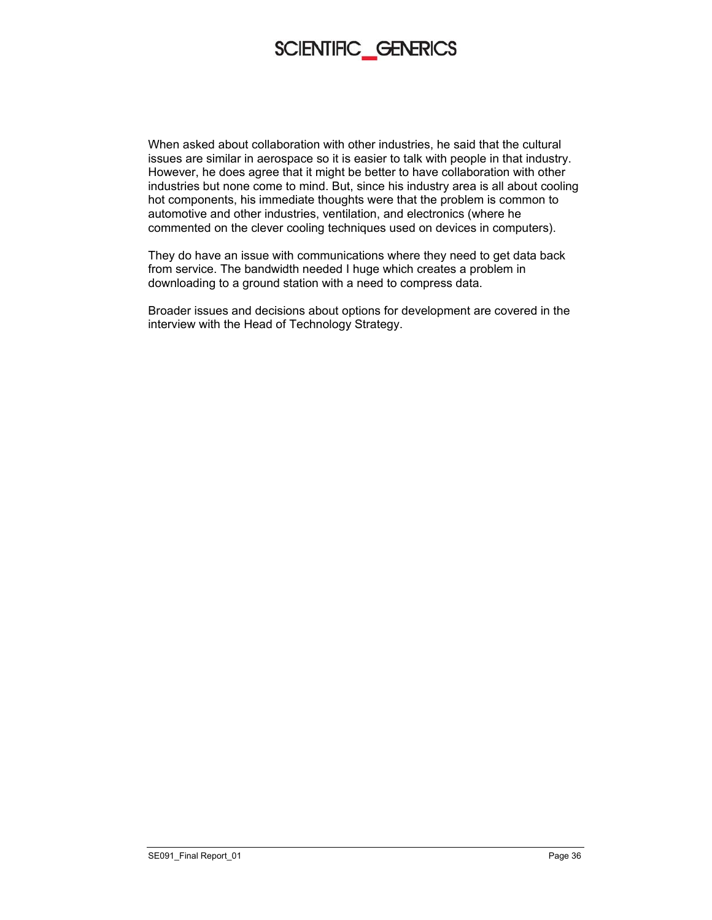When asked about collaboration with other industries, he said that the cultural issues are similar in aerospace so it is easier to talk with people in that industry. However, he does agree that it might be better to have collaboration with other industries but none come to mind. But, since his industry area is all about cooling hot components, his immediate thoughts were that the problem is common to automotive and other industries, ventilation, and electronics (where he commented on the clever cooling techniques used on devices in computers).

They do have an issue with communications where they need to get data back from service. The bandwidth needed I huge which creates a problem in downloading to a ground station with a need to compress data.

Broader issues and decisions about options for development are covered in the interview with the Head of Technology Strategy.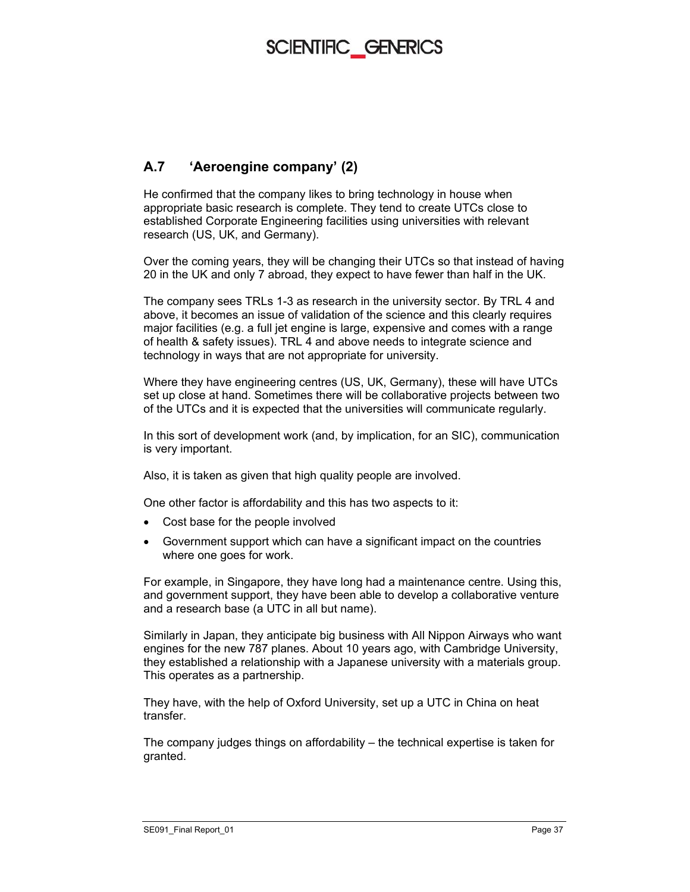## A.7 'Aeroengine company' (2)

He confirmed that the company likes to bring technology in house when appropriate basic research is complete. They tend to create UTCs close to established Corporate Engineering facilities using universities with relevant research (US, UK, and Germany).

Over the coming years, they will be changing their UTCs so that instead of having 20 in the UK and only 7 abroad, they expect to have fewer than half in the UK.

The company sees TRLs 1-3 as research in the university sector. By TRL 4 and above, it becomes an issue of validation of the science and this clearly requires major facilities (e.g. a full jet engine is large, expensive and comes with a range of health & safety issues). TRL 4 and above needs to integrate science and technology in ways that are not appropriate for university.

Where they have engineering centres (US, UK, Germany), these will have UTCs set up close at hand. Sometimes there will be collaborative projects between two of the UTCs and it is expected that the universities will communicate regularly.

In this sort of development work (and, by implication, for an SIC), communication is very important.

Also, it is taken as given that high quality people are involved.

One other factor is affordability and this has two aspects to it:

- Cost base for the people involved
- Government support which can have a significant impact on the countries where one goes for work.

For example, in Singapore, they have long had a maintenance centre. Using this, and government support, they have been able to develop a collaborative venture and a research base (a UTC in all but name).

Similarly in Japan, they anticipate big business with All Nippon Airways who want engines for the new 787 planes. About 10 years ago, with Cambridge University, they established a relationship with a Japanese university with a materials group. This operates as a partnership.

They have, with the help of Oxford University, set up a UTC in China on heat transfer.

The company judges things on affordability – the technical expertise is taken for granted.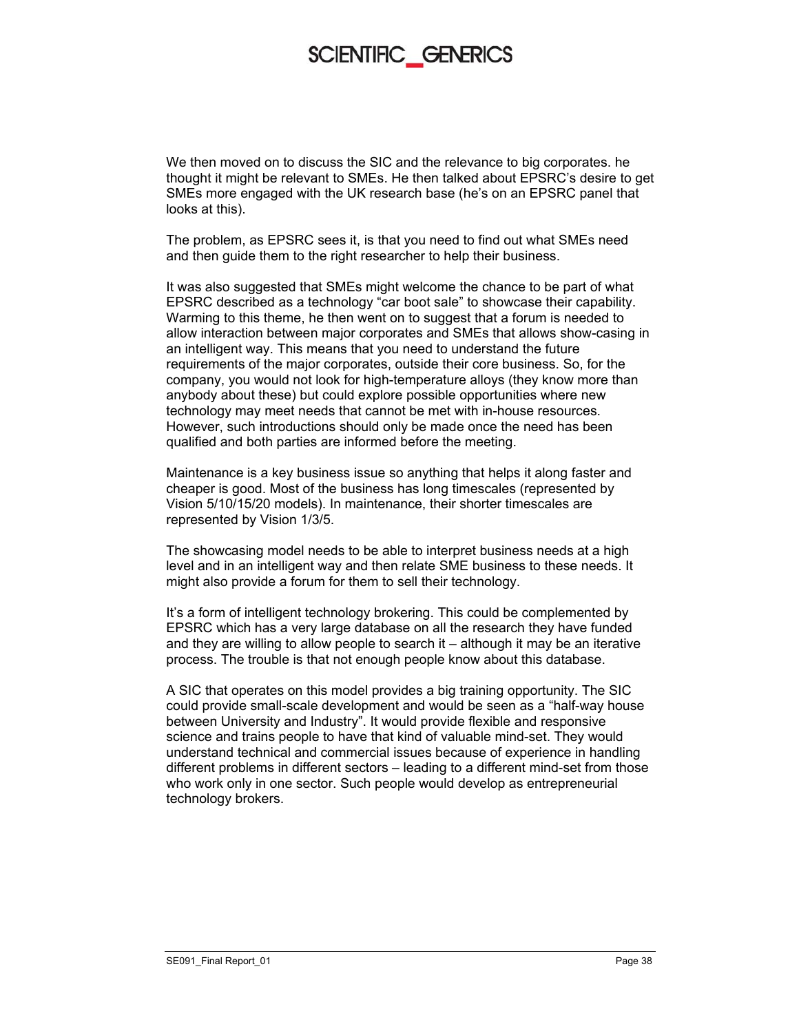We then moved on to discuss the SIC and the relevance to big corporates. he thought it might be relevant to SMEs. He then talked about EPSRC's desire to get SMEs more engaged with the UK research base (he's on an EPSRC panel that looks at this).

The problem, as EPSRC sees it, is that you need to find out what SMEs need and then guide them to the right researcher to help their business.

It was also suggested that SMEs might welcome the chance to be part of what EPSRC described as a technology "car boot sale" to showcase their capability. Warming to this theme, he then went on to suggest that a forum is needed to allow interaction between major corporates and SMEs that allows show-casing in an intelligent way. This means that you need to understand the future requirements of the major corporates, outside their core business. So, for the company, you would not look for high-temperature alloys (they know more than anybody about these) but could explore possible opportunities where new technology may meet needs that cannot be met with in-house resources. However, such introductions should only be made once the need has been qualified and both parties are informed before the meeting.

Maintenance is a key business issue so anything that helps it along faster and cheaper is good. Most of the business has long timescales (represented by Vision 5/10/15/20 models). In maintenance, their shorter timescales are represented by Vision 1/3/5.

The showcasing model needs to be able to interpret business needs at a high level and in an intelligent way and then relate SME business to these needs. It might also provide a forum for them to sell their technology.

It's a form of intelligent technology brokering. This could be complemented by EPSRC which has a very large database on all the research they have funded and they are willing to allow people to search it – although it may be an iterative process. The trouble is that not enough people know about this database.

A SIC that operates on this model provides a big training opportunity. The SIC could provide small-scale development and would be seen as a "half-way house between University and Industry". It would provide flexible and responsive science and trains people to have that kind of valuable mind-set. They would understand technical and commercial issues because of experience in handling different problems in different sectors – leading to a different mind-set from those who work only in one sector. Such people would develop as entrepreneurial technology brokers.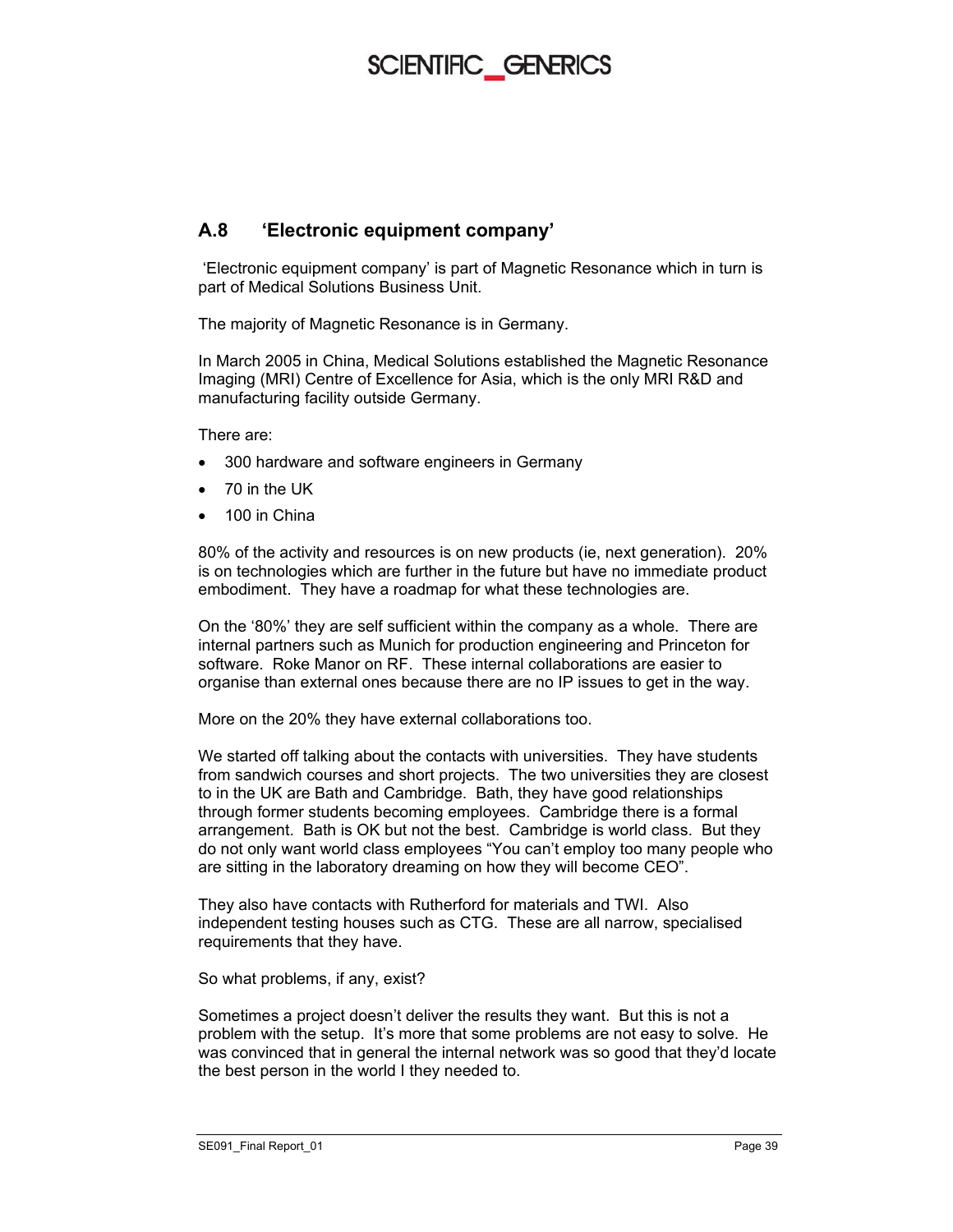## A.8 'Electronic equipment company'

'Electronic equipment company' is part of Magnetic Resonance which in turn is part of Medical Solutions Business Unit.

The majority of Magnetic Resonance is in Germany.

In March 2005 in China, Medical Solutions established the Magnetic Resonance Imaging (MRI) Centre of Excellence for Asia, which is the only MRI R&D and manufacturing facility outside Germany.

There are:

- 300 hardware and software engineers in Germany
- 70 in the UK
- 100 in China

80% of the activity and resources is on new products (ie, next generation). 20% is on technologies which are further in the future but have no immediate product embodiment. They have a roadmap for what these technologies are.

On the '80%' they are self sufficient within the company as a whole. There are internal partners such as Munich for production engineering and Princeton for software. Roke Manor on RF. These internal collaborations are easier to organise than external ones because there are no IP issues to get in the way.

More on the 20% they have external collaborations too.

We started off talking about the contacts with universities. They have students from sandwich courses and short projects. The two universities they are closest to in the UK are Bath and Cambridge. Bath, they have good relationships through former students becoming employees. Cambridge there is a formal arrangement. Bath is OK but not the best. Cambridge is world class. But they do not only want world class employees "You can't employ too many people who are sitting in the laboratory dreaming on how they will become CEO".

They also have contacts with Rutherford for materials and TWI. Also independent testing houses such as CTG. These are all narrow, specialised requirements that they have.

So what problems, if any, exist?

Sometimes a project doesn't deliver the results they want. But this is not a problem with the setup. It's more that some problems are not easy to solve. He was convinced that in general the internal network was so good that they'd locate the best person in the world I they needed to.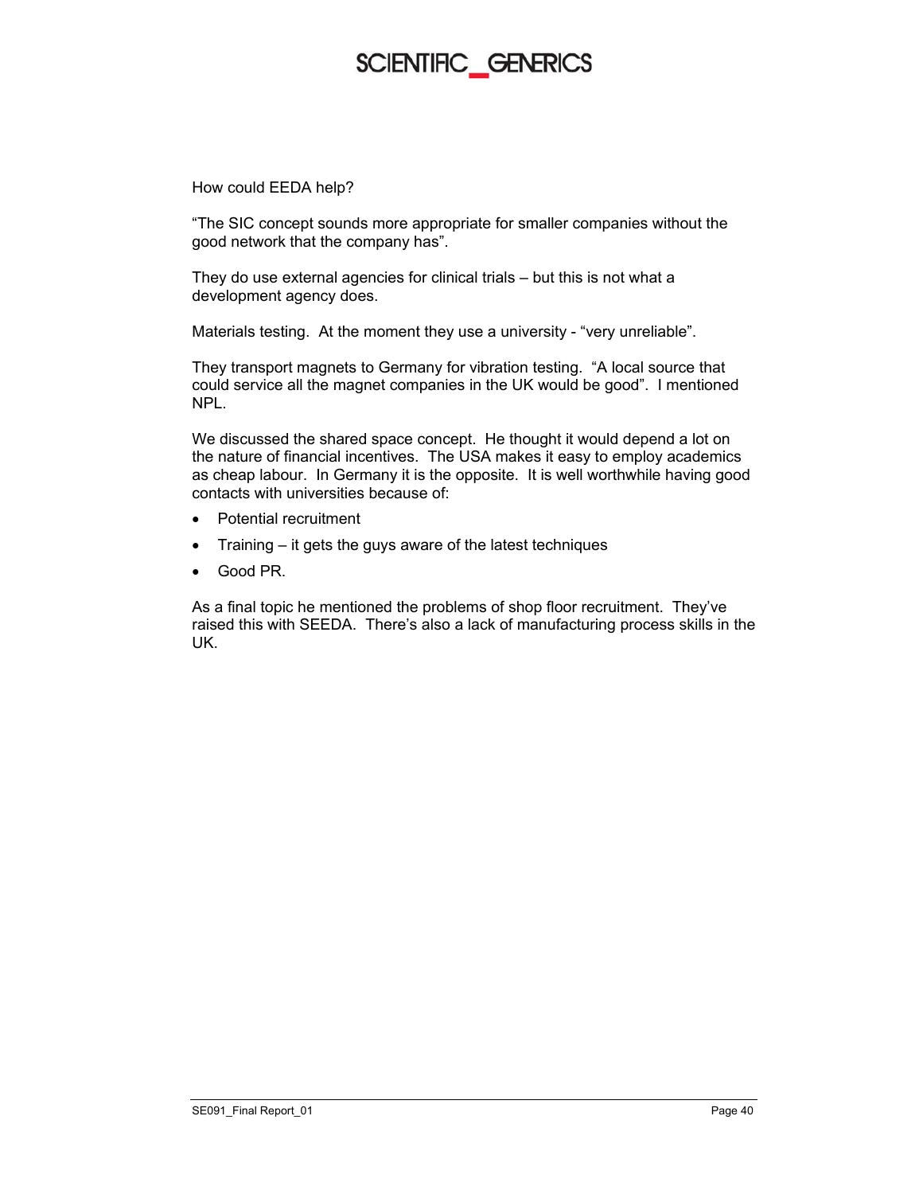How could EEDA help?

"The SIC concept sounds more appropriate for smaller companies without the good network that the company has".

They do use external agencies for clinical trials – but this is not what a development agency does.

Materials testing. At the moment they use a university - "very unreliable".

They transport magnets to Germany for vibration testing. "A local source that could service all the magnet companies in the UK would be good". I mentioned NPL.

We discussed the shared space concept. He thought it would depend a lot on the nature of financial incentives. The USA makes it easy to employ academics as cheap labour. In Germany it is the opposite. It is well worthwhile having good contacts with universities because of:

- Potential recruitment
- Training – it gets the guys aware of the latest techniques
- Good PR.

As a final topic he mentioned the problems of shop floor recruitment. They've raised this with SEEDA. There's also a lack of manufacturing process skills in the UK.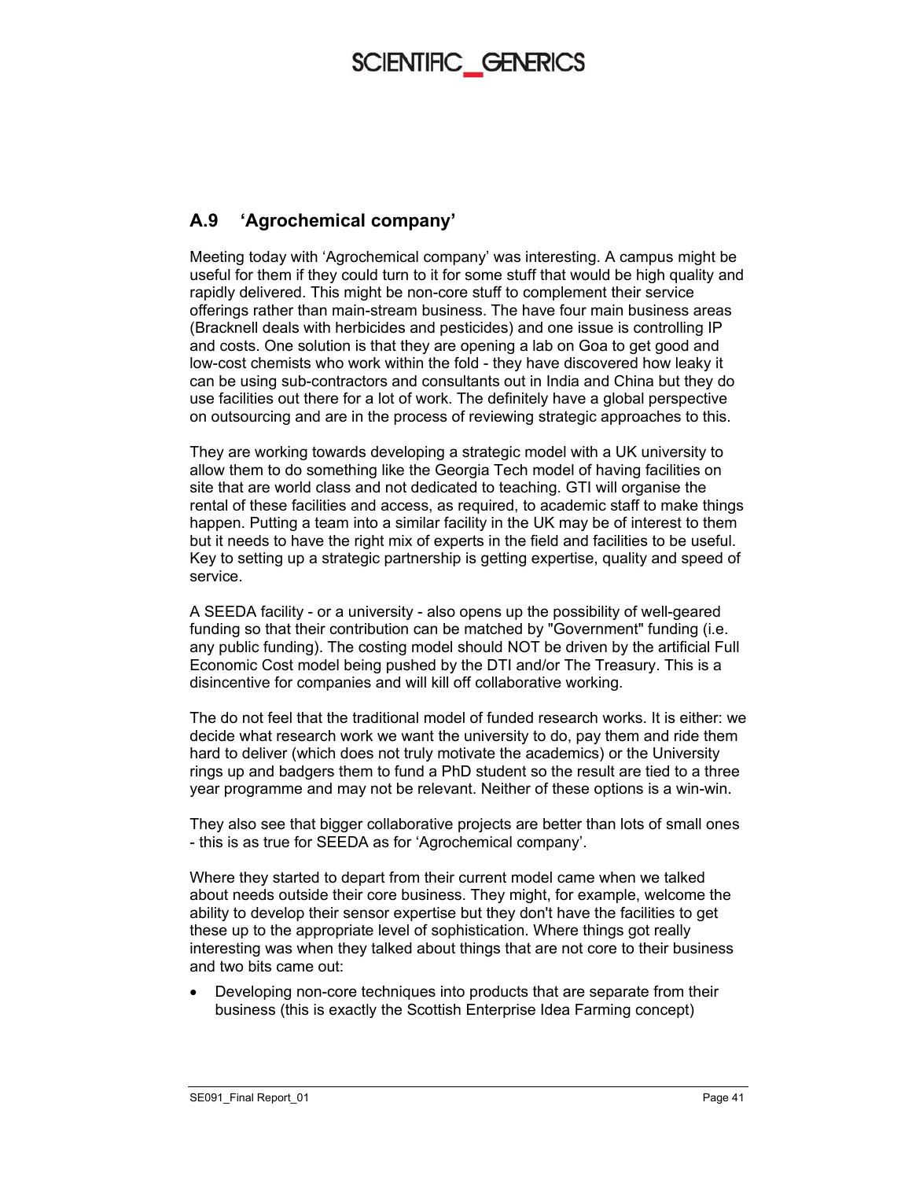## A.9 'Agrochemical company'

Meeting today with 'Agrochemical company' was interesting. A campus might be useful for them if they could turn to it for some stuff that would be high quality and rapidly delivered. This might be non-core stuff to complement their service offerings rather than main-stream business. The have four main business areas (Bracknell deals with herbicides and pesticides) and one issue is controlling IP and costs. One solution is that they are opening a lab on Goa to get good and low-cost chemists who work within the fold - they have discovered how leaky it can be using sub-contractors and consultants out in India and China but they do use facilities out there for a lot of work. The definitely have a global perspective on outsourcing and are in the process of reviewing strategic approaches to this.

They are working towards developing a strategic model with a UK university to allow them to do something like the Georgia Tech model of having facilities on site that are world class and not dedicated to teaching. GTI will organise the rental of these facilities and access, as required, to academic staff to make things happen. Putting a team into a similar facility in the UK may be of interest to them but it needs to have the right mix of experts in the field and facilities to be useful. Key to setting up a strategic partnership is getting expertise, quality and speed of service.

A SEEDA facility - or a university - also opens up the possibility of well-geared funding so that their contribution can be matched by "Government" funding (i.e. any public funding). The costing model should NOT be driven by the artificial Full Economic Cost model being pushed by the DTI and/or The Treasury. This is a disincentive for companies and will kill off collaborative working.

The do not feel that the traditional model of funded research works. It is either: we decide what research work we want the university to do, pay them and ride them hard to deliver (which does not truly motivate the academics) or the University rings up and badgers them to fund a PhD student so the result are tied to a three year programme and may not be relevant. Neither of these options is a win-win.

They also see that bigger collaborative projects are better than lots of small ones - this is as true for SEEDA as for 'Agrochemical company'.

Where they started to depart from their current model came when we talked about needs outside their core business. They might, for example, welcome the ability to develop their sensor expertise but they don't have the facilities to get these up to the appropriate level of sophistication. Where things got really interesting was when they talked about things that are not core to their business and two bits came out:

- Developing non-core techniques into products that are separate from their business (this is exactly the Scottish Enterprise Idea Farming concept)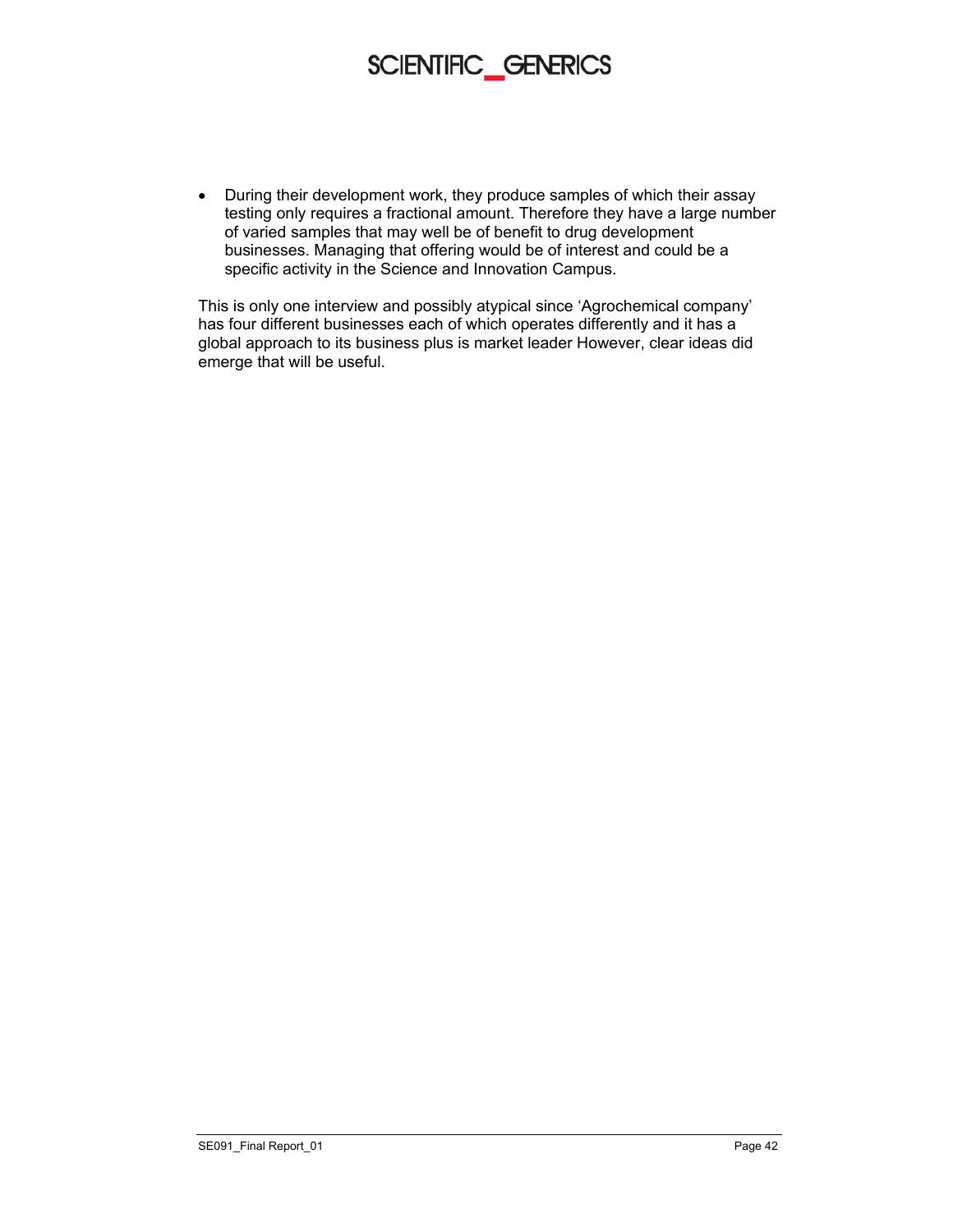- During their development work, they produce samples of which their assay testing only requires a fractional amount. Therefore they have a large number of varied samples that may well be of benefit to drug development businesses. Managing that offering would be of interest and could be a specific activity in the Science and Innovation Campus.

This is only one interview and possibly atypical since 'Agrochemical company' has four different businesses each of which operates differently and it has a global approach to its business plus is market leader However, clear ideas did emerge that will be useful.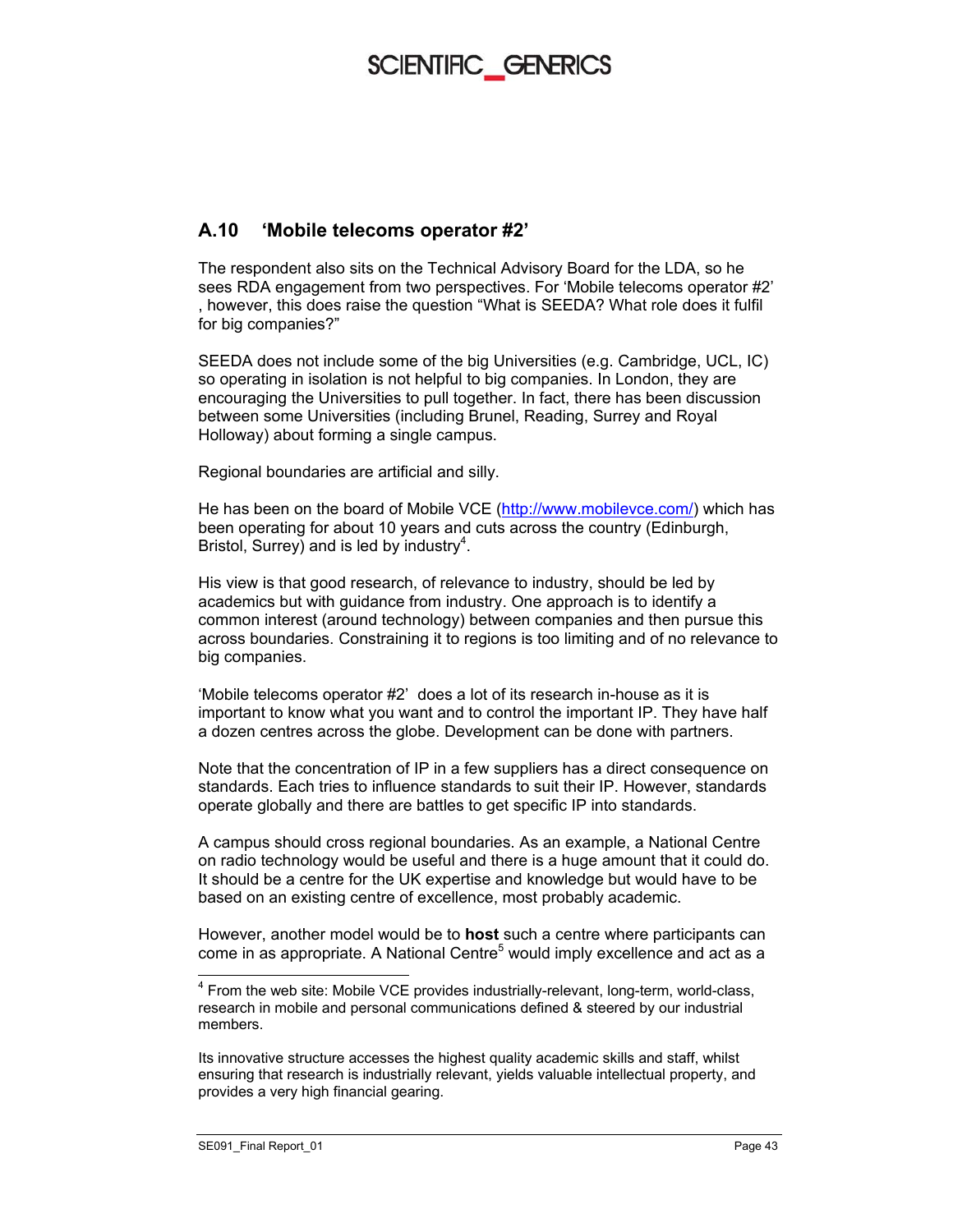## A.10 'Mobile telecoms operator #2'

The respondent also sits on the Technical Advisory Board for the LDA, so he sees RDA engagement from two perspectives. For 'Mobile telecoms operator #2' , however, this does raise the question "What is SEEDA? What role does it fulfil for big companies?"

SEEDA does not include some of the big Universities (e.g. Cambridge, UCL, IC) so operating in isolation is not helpful to big companies. In London, they are encouraging the Universities to pull together. In fact, there has been discussion between some Universities (including Brunel, Reading, Surrey and Royal Holloway) about forming a single campus.

Regional boundaries are artificial and silly.

He has been on the board of Mobile VCE (http://www.mobilevce.com/) which has been operating for about 10 years and cuts across the country (Edinburgh, Bristol, Surrey) and is led by industry[4].

His view is that good research, of relevance to industry, should be led by academics but with guidance from industry. One approach is to identify a common interest (around technology) between companies and then pursue this across boundaries. Constraining it to regions is too limiting and of no relevance to big companies.

'Mobile telecoms operator #2' does a lot of its research in-house as it is important to know what you want and to control the important IP. They have half a dozen centres across the globe. Development can be done with partners.

Note that the concentration of IP in a few suppliers has a direct consequence on standards. Each tries to influence standards to suit their IP. However, standards operate globally and there are battles to get specific IP into standards.

A campus should cross regional boundaries. As an example, a National Centre on radio technology would be useful and there is a huge amount that it could do. It should be a centre for the UK expertise and knowledge but would have to be based on an existing centre of excellence, most probably academic.

However, another model would be to **host** such a centre where participants can come in as appropriate. A National Centre[5] would imply excellence and act as a

---

[4] From the web site: Mobile VCE provides industrially-relevant, long-term, world-class, research in mobile and personal communications defined & steered by our industrial members.

Its innovative structure accesses the highest quality academic skills and staff, whilst ensuring that research is industrially relevant, yields valuable intellectual property, and provides a very high financial gearing.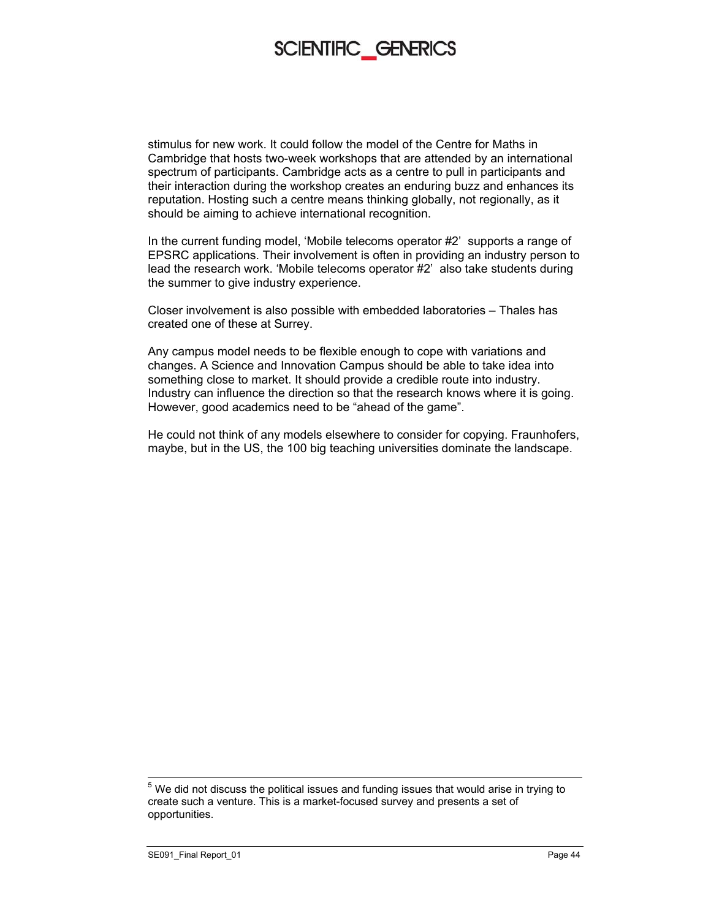stimulus for new work. It could follow the model of the Centre for Maths in Cambridge that hosts two-week workshops that are attended by an international spectrum of participants. Cambridge acts as a centre to pull in participants and their interaction during the workshop creates an enduring buzz and enhances its reputation. Hosting such a centre means thinking globally, not regionally, as it should be aiming to achieve international recognition.

In the current funding model, 'Mobile telecoms operator #2' supports a range of EPSRC applications. Their involvement is often in providing an industry person to lead the research work. 'Mobile telecoms operator #2' also take students during the summer to give industry experience.

Closer involvement is also possible with embedded laboratories – Thales has created one of these at Surrey.

Any campus model needs to be flexible enough to cope with variations and changes. A Science and Innovation Campus should be able to take idea into something close to market. It should provide a credible route into industry. Industry can influence the direction so that the research knows where it is going. However, good academics need to be "ahead of the game".

He could not think of any models elsewhere to consider for copying. Fraunhofers, maybe, but in the US, the 100 big teaching universities dominate the landscape.

---

[5] We did not discuss the political issues and funding issues that would arise in trying to create such a venture. This is a market-focused survey and presents a set of opportunities.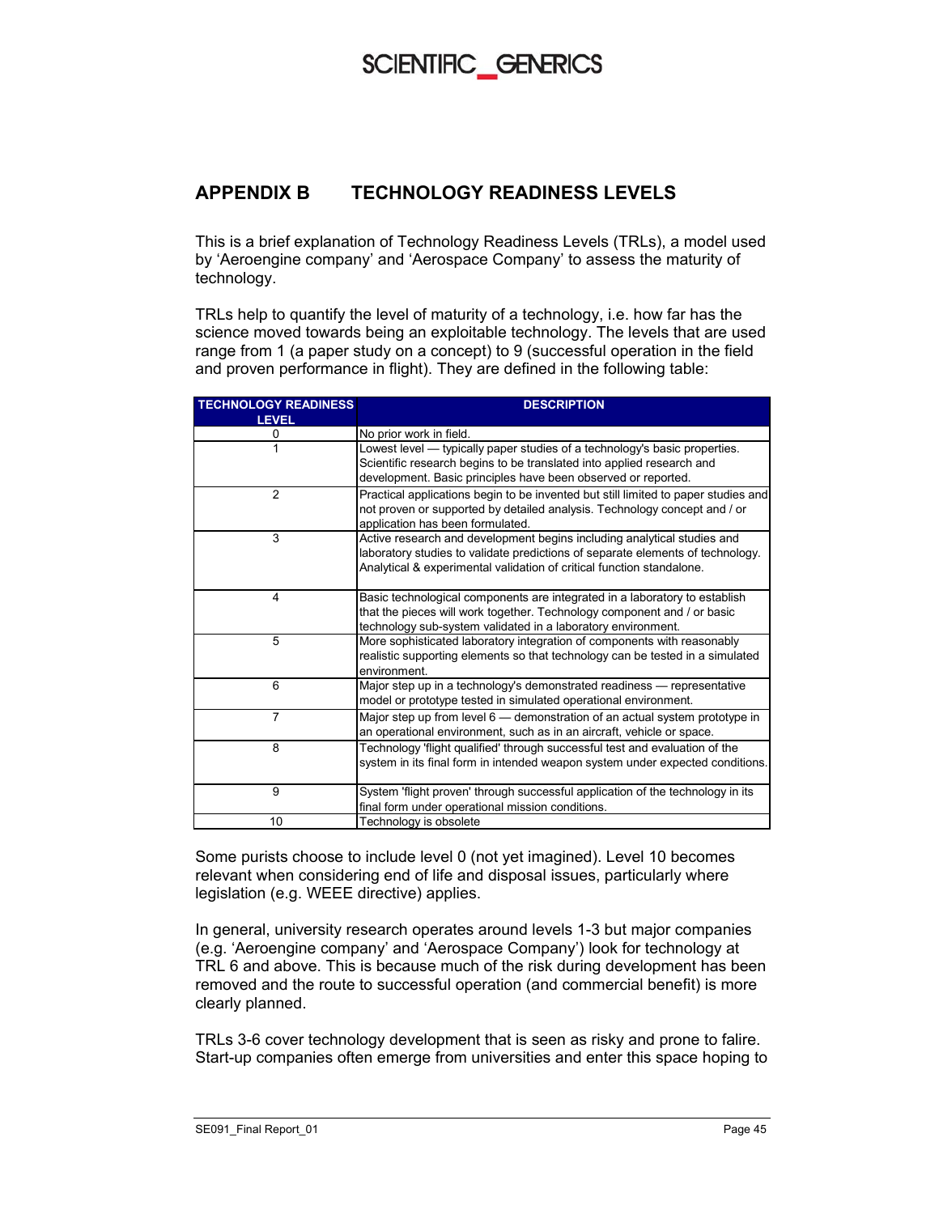## APPENDIX B TECHNOLOGY READINESS LEVELS

This is a brief explanation of Technology Readiness Levels (TRLs), a model used by 'Aeroengine company' and 'Aerospace Company' to assess the maturity of technology.

TRLs help to quantify the level of maturity of a technology, i.e. how far has the science moved towards being an exploitable technology. The levels that are used range from 1 (a paper study on a concept) to 9 (successful operation in the field and proven performance in flight). They are defined in the following table:

| TECHNOLOGY READINESS LEVEL | DESCRIPTION |
|---|---|
| 0 | No prior work in field. |
| 1 | Lowest level — typically paper studies of a technology's basic properties. Scientific research begins to be translated into applied research and development. Basic principles have been observed or reported. |
| 2 | Practical applications begin to be invented but still limited to paper studies and not proven or supported by detailed analysis. Technology concept and / or application has been formulated. |
| 3 | Active research and development begins including analytical studies and laboratory studies to validate predictions of separate elements of technology. Analytical & experimental validation of critical function standalone. |
| 4 | Basic technological components are integrated in a laboratory to establish that the pieces will work together. Technology component and / or basic technology sub-system validated in a laboratory environment. |
| 5 | More sophisticated laboratory integration of components with reasonably realistic supporting elements so that technology can be tested in a simulated environment. |
| 6 | Major step up in a technology's demonstrated readiness — representative model or prototype tested in simulated operational environment. |
| 7 | Major step up from level 6 — demonstration of an actual system prototype in an operational environment, such as in an aircraft, vehicle or space. |
| 8 | Technology 'flight qualified' through successful test and evaluation of the system in its final form in intended weapon system under expected conditions. |
| 9 | System 'flight proven' through successful application of the technology in its final form under operational mission conditions. |
| 10 | Technology is obsolete |

Some purists choose to include level 0 (not yet imagined). Level 10 becomes relevant when considering end of life and disposal issues, particularly where legislation (e.g. WEEE directive) applies.

In general, university research operates around levels 1-3 but major companies (e.g. 'Aeroengine company' and 'Aerospace Company') look for technology at TRL 6 and above. This is because much of the risk during development has been removed and the route to successful operation (and commercial benefit) is more clearly planned.

TRLs 3-6 cover technology development that is seen as risky and prone to falire. Start-up companies often emerge from universities and enter this space hoping to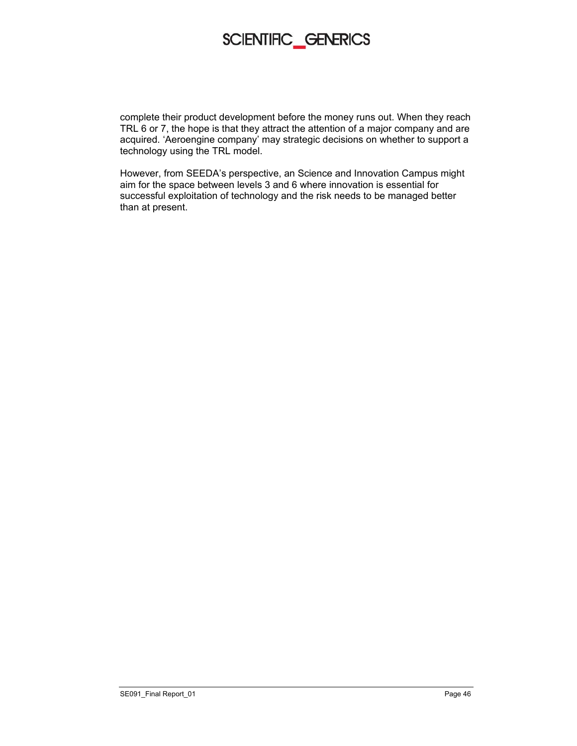complete their product development before the money runs out. When they reach TRL 6 or 7, the hope is that they attract the attention of a major company and are acquired. 'Aeroengine company' may strategic decisions on whether to support a technology using the TRL model.

However, from SEEDA's perspective, an Science and Innovation Campus might aim for the space between levels 3 and 6 where innovation is essential for successful exploitation of technology and the risk needs to be managed better than at present.